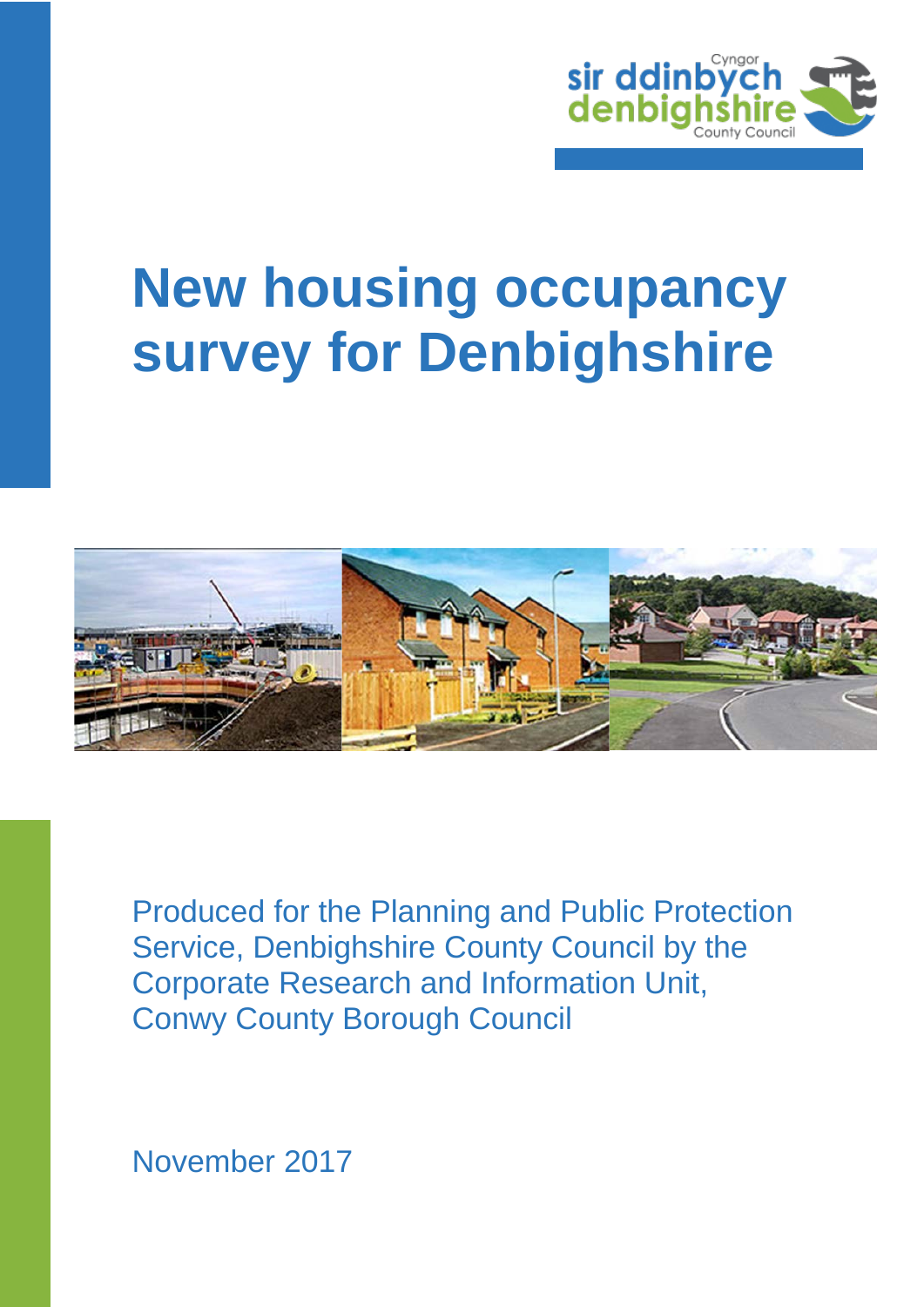# New housing occupancy survey for Denbighshire

Produced for the Planning and Public Protection Service, Denbighshire County Council by the Corporate Research and Information Unit, Conwy County Borough Council

November 2017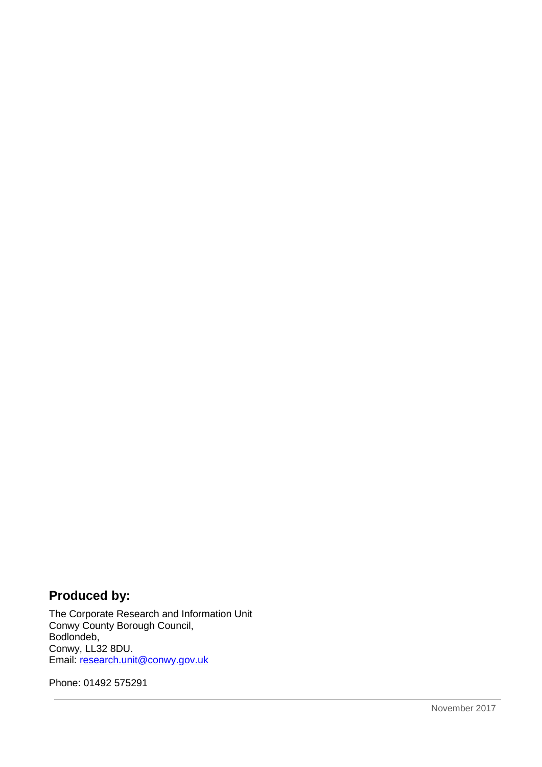## Produced by:

The Corporate Research and Information Unit
Conwy County Borough Council,
Bodlondeb,
Conwy, LL32 8DU.
Email: research.unit@conwy.gov.uk

Phone: 01492 575291

November 2017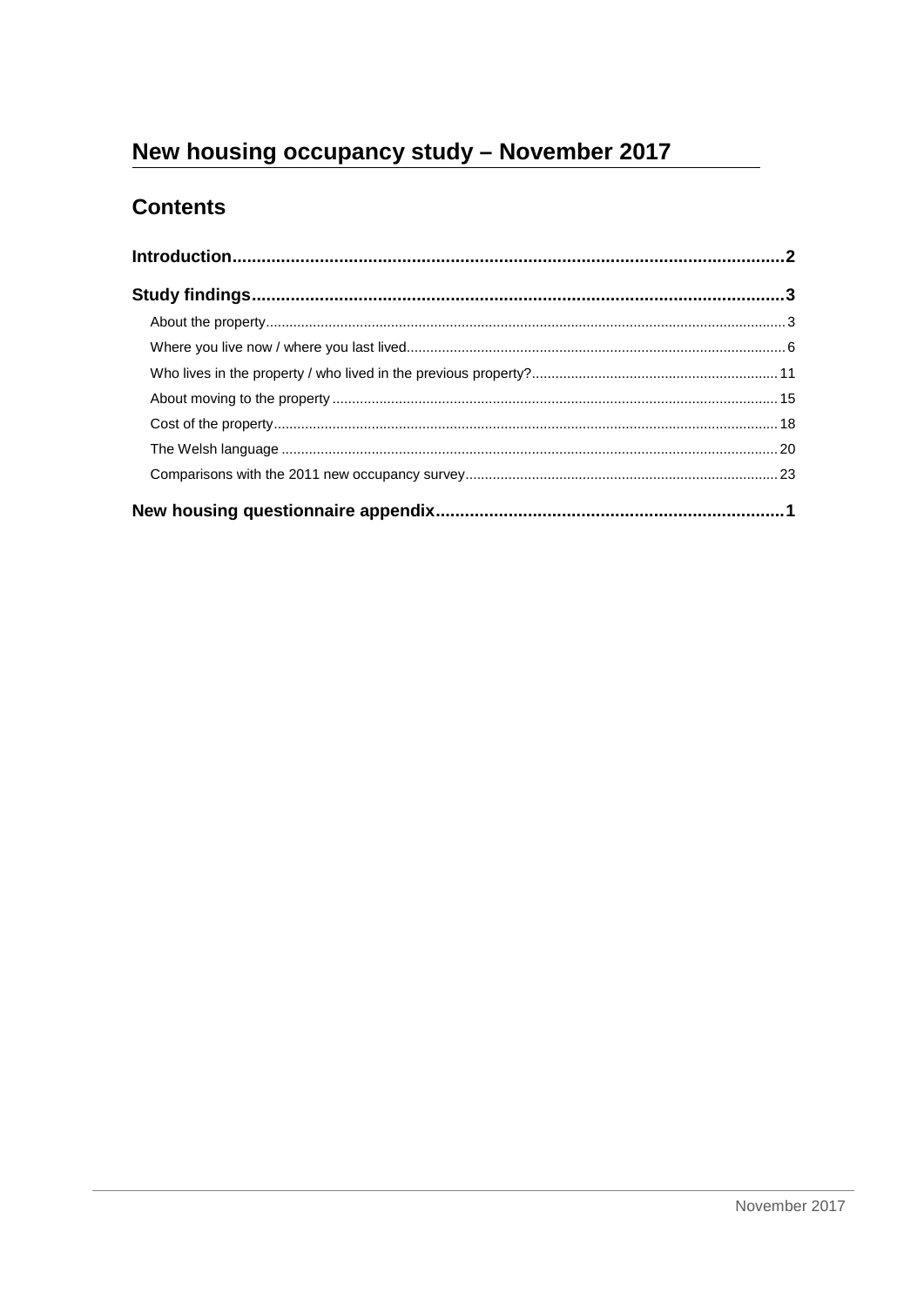# New housing occupancy study – November 2017

## Contents

**Introduction................................................................................................2**

**Study findings.............................................................................................3**

About the property...................................................................................................................3

Where you live now / where you last lived................................................................................6

Who lives in the property / who lived in the previous property?..............................................11

About moving to the property...................................................................................................15

Cost of the property.................................................................................................................18

The Welsh language.................................................................................................................20

Comparisons with the 2011 new occupancy survey................................................................23

**New housing questionnaire appendix.......................................................................1**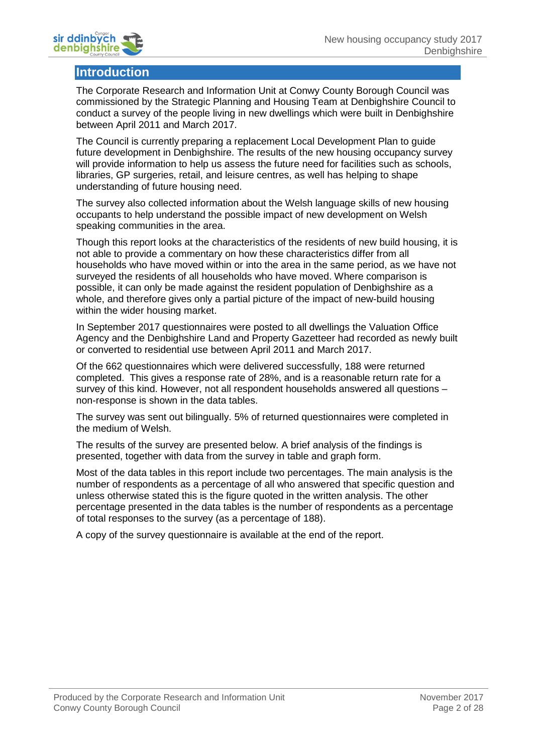## Introduction

The Corporate Research and Information Unit at Conwy County Borough Council was commissioned by the Strategic Planning and Housing Team at Denbighshire Council to conduct a survey of the people living in new dwellings which were built in Denbighshire between April 2011 and March 2017.

The Council is currently preparing a replacement Local Development Plan to guide future development in Denbighshire. The results of the new housing occupancy survey will provide information to help us assess the future need for facilities such as schools, libraries, GP surgeries, retail, and leisure centres, as well has helping to shape understanding of future housing need.

The survey also collected information about the Welsh language skills of new housing occupants to help understand the possible impact of new development on Welsh speaking communities in the area.

Though this report looks at the characteristics of the residents of new build housing, it is not able to provide a commentary on how these characteristics differ from all households who have moved within or into the area in the same period, as we have not surveyed the residents of all households who have moved. Where comparison is possible, it can only be made against the resident population of Denbighshire as a whole, and therefore gives only a partial picture of the impact of new-build housing within the wider housing market.

In September 2017 questionnaires were posted to all dwellings the Valuation Office Agency and the Denbighshire Land and Property Gazetteer had recorded as newly built or converted to residential use between April 2011 and March 2017.

Of the 662 questionnaires which were delivered successfully, 188 were returned completed. This gives a response rate of 28%, and is a reasonable return rate for a survey of this kind. However, not all respondent households answered all questions – non-response is shown in the data tables.

The survey was sent out bilingually. 5% of returned questionnaires were completed in the medium of Welsh.

The results of the survey are presented below. A brief analysis of the findings is presented, together with data from the survey in table and graph form.

Most of the data tables in this report include two percentages. The main analysis is the number of respondents as a percentage of all who answered that specific question and unless otherwise stated this is the figure quoted in the written analysis. The other percentage presented in the data tables is the number of respondents as a percentage of total responses to the survey (as a percentage of 188).

A copy of the survey questionnaire is available at the end of the report.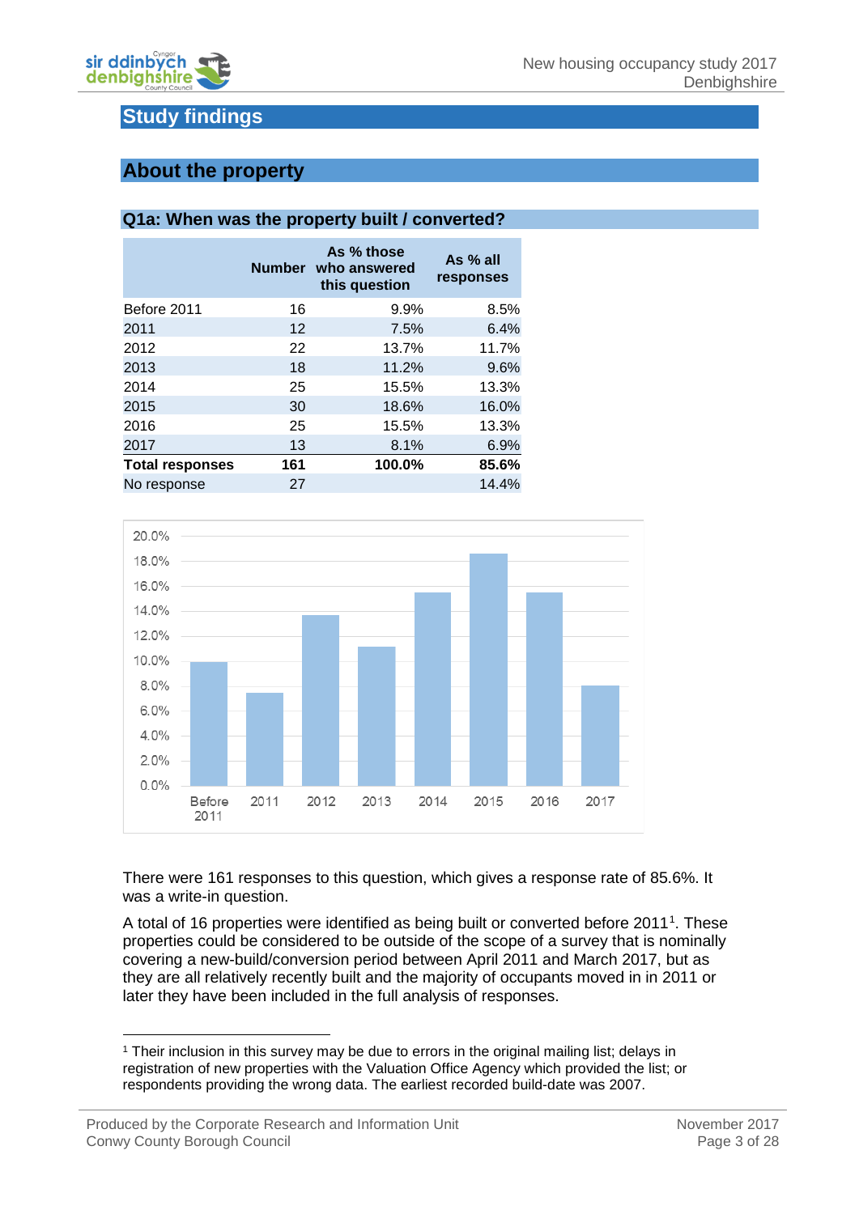# Study findings

## About the property

### Q1a: When was the property built / converted?

| | Number | As % those who answered this question | As % all responses |
|---|---|---|---|
| Before 2011 | 16 | 9.9% | 8.5% |
| 2011 | 12 | 7.5% | 6.4% |
| 2012 | 22 | 13.7% | 11.7% |
| 2013 | 18 | 11.2% | 9.6% |
| 2014 | 25 | 15.5% | 13.3% |
| 2015 | 30 | 18.6% | 16.0% |
| 2016 | 25 | 15.5% | 13.3% |
| 2017 | 13 | 8.1% | 6.9% |
| **Total responses** | **161** | **100.0%** | **85.6%** |
| No response | 27 | | 14.4% |

There were 161 responses to this question, which gives a response rate of 85.6%. It was a write-in question.

A total of 16 properties were identified as being built or converted before 2011[1]. These properties could be considered to be outside of the scope of a survey that is nominally covering a new-build/conversion period between April 2011 and March 2017, but as they are all relatively recently built and the majority of occupants moved in in 2011 or later they have been included in the full analysis of responses.

---

[1] Their inclusion in this survey may be due to errors in the original mailing list; delays in registration of new properties with the Valuation Office Agency which provided the list; or respondents providing the wrong data. The earliest recorded build-date was 2007.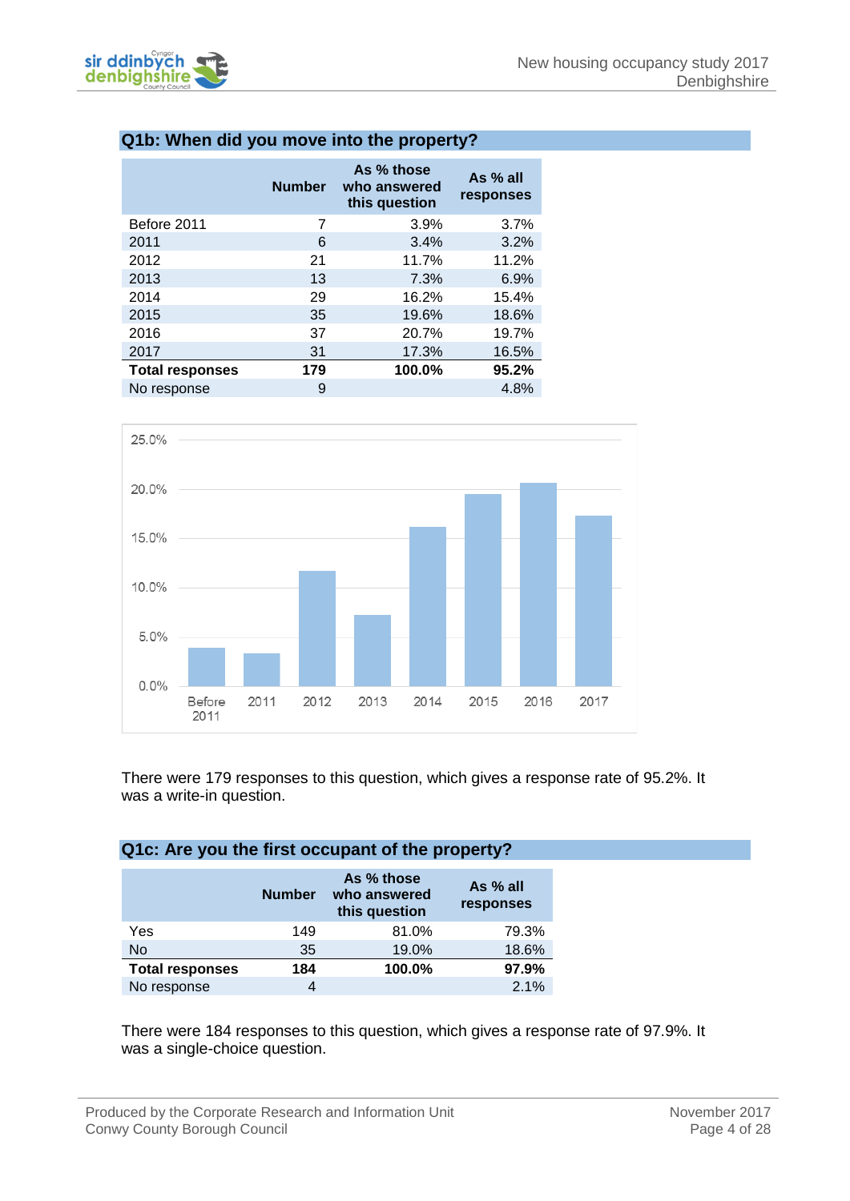## Q1b: When did you move into the property?

| | Number | As % those who answered this question | As % all responses |
|---|---|---|---|
| Before 2011 | 7 | 3.9% | 3.7% |
| 2011 | 6 | 3.4% | 3.2% |
| 2012 | 21 | 11.7% | 11.2% |
| 2013 | 13 | 7.3% | 6.9% |
| 2014 | 29 | 16.2% | 15.4% |
| 2015 | 35 | 19.6% | 18.6% |
| 2016 | 37 | 20.7% | 19.7% |
| 2017 | 31 | 17.3% | 16.5% |
| **Total responses** | **179** | **100.0%** | **95.2%** |
| No response | 9 | | 4.8% |

There were 179 responses to this question, which gives a response rate of 95.2%. It was a write-in question.

## Q1c: Are you the first occupant of the property?

| | Number | As % those who answered this question | As % all responses |
|---|---|---|---|
| Yes | 149 | 81.0% | 79.3% |
| No | 35 | 19.0% | 18.6% |
| **Total responses** | **184** | **100.0%** | **97.9%** |
| No response | 4 | | 2.1% |

There were 184 responses to this question, which gives a response rate of 97.9%. It was a single-choice question.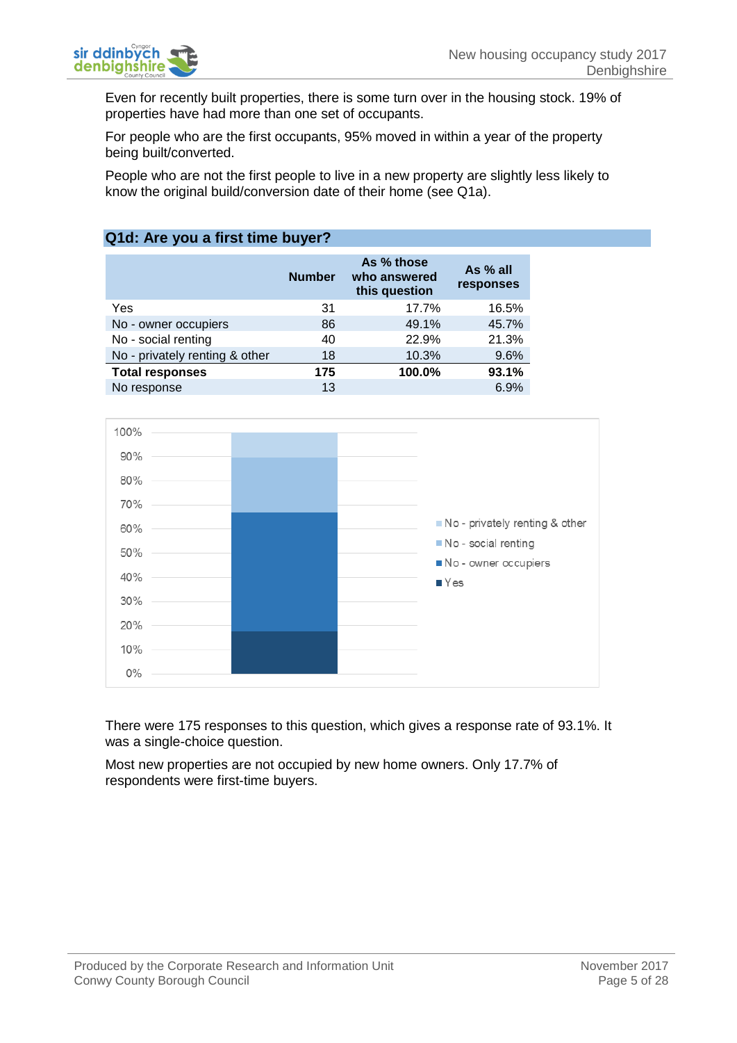Even for recently built properties, there is some turn over in the housing stock. 19% of properties have had more than one set of occupants.

For people who are the first occupants, 95% moved in within a year of the property being built/converted.

People who are not the first people to live in a new property are slightly less likely to know the original build/conversion date of their home (see Q1a).

## Q1d: Are you a first time buyer?

| | Number | As % those who answered this question | As % all responses |
|---|---|---|---|
| Yes | 31 | 17.7% | 16.5% |
| No - owner occupiers | 86 | 49.1% | 45.7% |
| No - social renting | 40 | 22.9% | 21.3% |
| No - privately renting & other | 18 | 10.3% | 9.6% |
| **Total responses** | **175** | **100.0%** | **93.1%** |
| No response | 13 | | 6.9% |

There were 175 responses to this question, which gives a response rate of 93.1%. It was a single-choice question.

Most new properties are not occupied by new home owners. Only 17.7% of respondents were first-time buyers.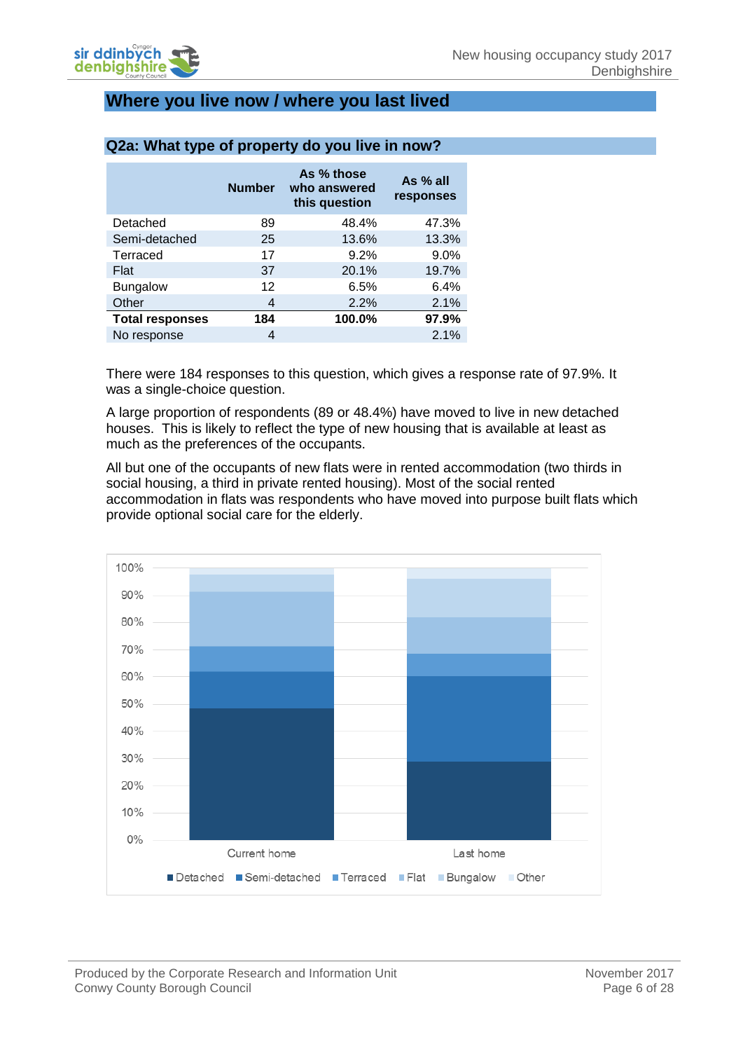## Where you live now / where you last lived

### Q2a: What type of property do you live in now?

| | Number | As % those who answered this question | As % all responses |
|---|---|---|---|
| Detached | 89 | 48.4% | 47.3% |
| Semi-detached | 25 | 13.6% | 13.3% |
| Terraced | 17 | 9.2% | 9.0% |
| Flat | 37 | 20.1% | 19.7% |
| Bungalow | 12 | 6.5% | 6.4% |
| Other | 4 | 2.2% | 2.1% |
| **Total responses** | **184** | **100.0%** | **97.9%** |
| No response | 4 | | 2.1% |

There were 184 responses to this question, which gives a response rate of 97.9%. It was a single-choice question.

A large proportion of respondents (89 or 48.4%) have moved to live in new detached houses. This is likely to reflect the type of new housing that is available at least as much as the preferences of the occupants.

All but one of the occupants of new flats were in rented accommodation (two thirds in social housing, a third in private rented housing). Most of the social rented accommodation in flats was respondents who have moved into purpose built flats which provide optional social care for the elderly.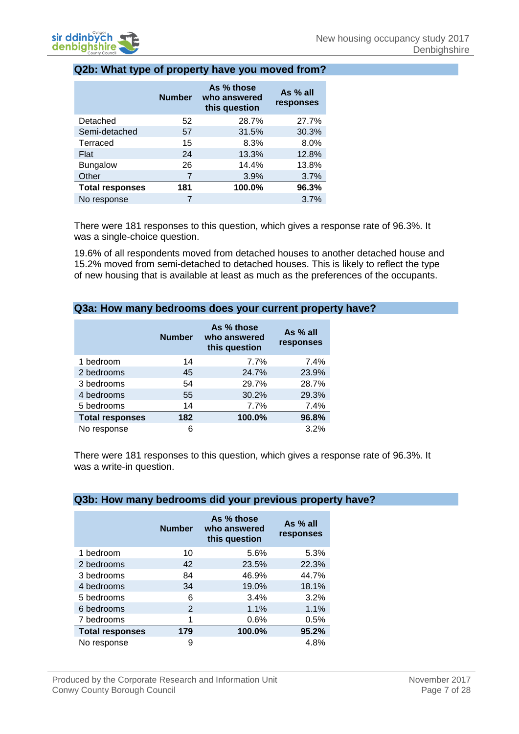## Q2b: What type of property have you moved from?

| | Number | As % those who answered this question | As % all responses |
|---|---|---|---|
| Detached | 52 | 28.7% | 27.7% |
| Semi-detached | 57 | 31.5% | 30.3% |
| Terraced | 15 | 8.3% | 8.0% |
| Flat | 24 | 13.3% | 12.8% |
| Bungalow | 26 | 14.4% | 13.8% |
| Other | 7 | 3.9% | 3.7% |
| **Total responses** | **181** | **100.0%** | **96.3%** |
| No response | 7 | | 3.7% |

There were 181 responses to this question, which gives a response rate of 96.3%. It was a single-choice question.

19.6% of all respondents moved from detached houses to another detached house and 15.2% moved from semi-detached to detached houses. This is likely to reflect the type of new housing that is available at least as much as the preferences of the occupants.

## Q3a: How many bedrooms does your current property have?

| | Number | As % those who answered this question | As % all responses |
|---|---|---|---|
| 1 bedroom | 14 | 7.7% | 7.4% |
| 2 bedrooms | 45 | 24.7% | 23.9% |
| 3 bedrooms | 54 | 29.7% | 28.7% |
| 4 bedrooms | 55 | 30.2% | 29.3% |
| 5 bedrooms | 14 | 7.7% | 7.4% |
| **Total responses** | **182** | **100.0%** | **96.8%** |
| No response | 6 | | 3.2% |

There were 181 responses to this question, which gives a response rate of 96.3%. It was a write-in question.

## Q3b: How many bedrooms did your previous property have?

| | Number | As % those who answered this question | As % all responses |
|---|---|---|---|
| 1 bedroom | 10 | 5.6% | 5.3% |
| 2 bedrooms | 42 | 23.5% | 22.3% |
| 3 bedrooms | 84 | 46.9% | 44.7% |
| 4 bedrooms | 34 | 19.0% | 18.1% |
| 5 bedrooms | 6 | 3.4% | 3.2% |
| 6 bedrooms | 2 | 1.1% | 1.1% |
| 7 bedrooms | 1 | 0.6% | 0.5% |
| **Total responses** | **179** | **100.0%** | **95.2%** |
| No response | 9 | | 4.8% |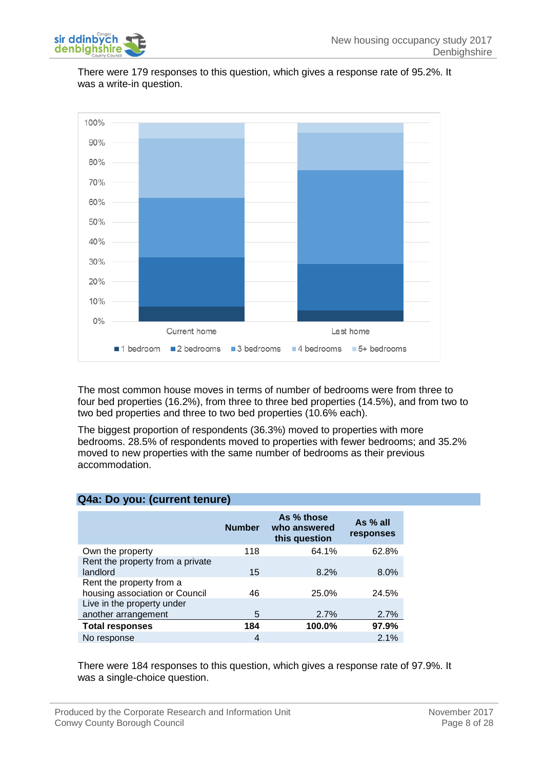There were 179 responses to this question, which gives a response rate of 95.2%. It was a write-in question.

The most common house moves in terms of number of bedrooms were from three to four bed properties (16.2%), from three to three bed properties (14.5%), and from two to two bed properties and three to two bed properties (10.6% each).

The biggest proportion of respondents (36.3%) moved to properties with more bedrooms. 28.5% of respondents moved to properties with fewer bedrooms; and 35.2% moved to new properties with the same number of bedrooms as their previous accommodation.

## Q4a: Do you: (current tenure)

| | Number | As % those who answered this question | As % all responses |
|---|---|---|---|
| Own the property | 118 | 64.1% | 62.8% |
| Rent the property from a private landlord | 15 | 8.2% | 8.0% |
| Rent the property from a housing association or Council | 46 | 25.0% | 24.5% |
| Live in the property under another arrangement | 5 | 2.7% | 2.7% |
| **Total responses** | **184** | **100.0%** | **97.9%** |
| No response | 4 | | 2.1% |

There were 184 responses to this question, which gives a response rate of 97.9%. It was a single-choice question.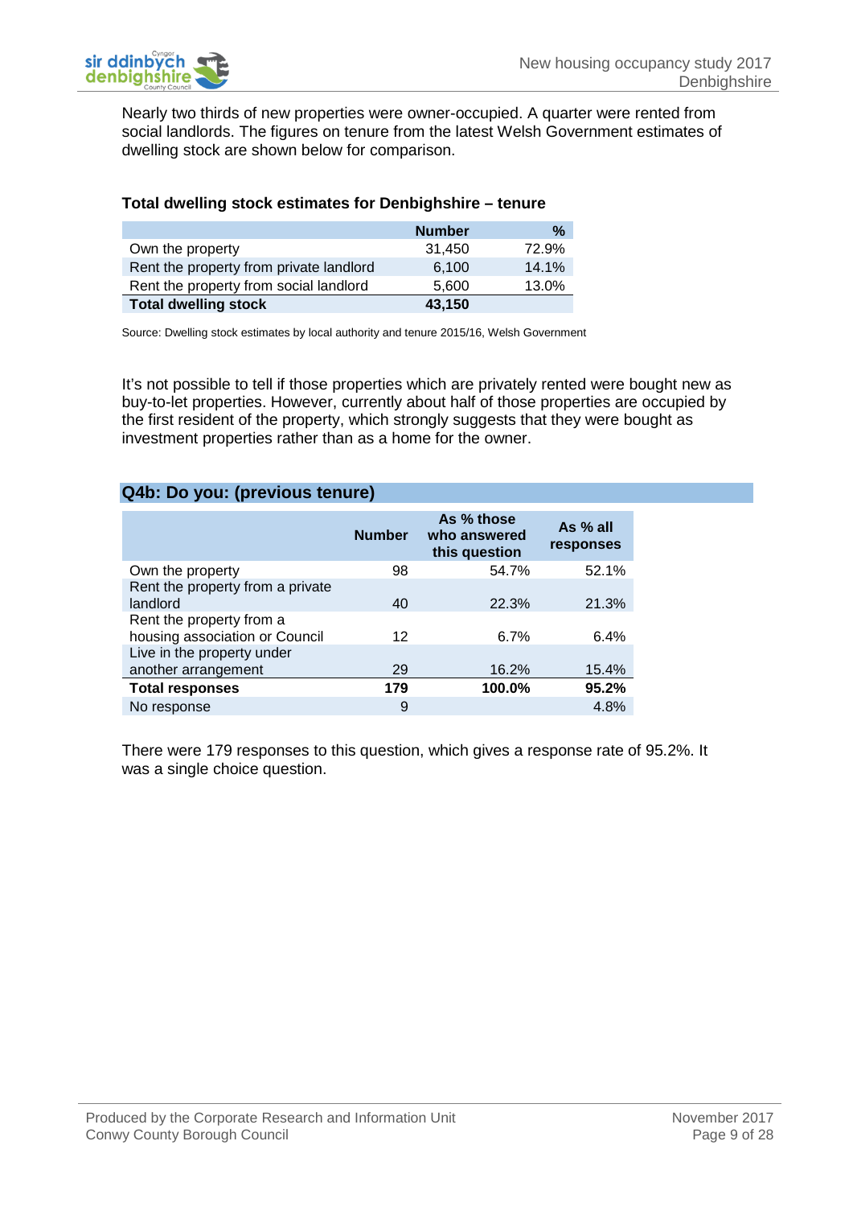Nearly two thirds of new properties were owner-occupied. A quarter were rented from social landlords. The figures on tenure from the latest Welsh Government estimates of dwelling stock are shown below for comparison.

### Total dwelling stock estimates for Denbighshire – tenure

| | Number | % |
|---|---|---|
| Own the property | 31,450 | 72.9% |
| Rent the property from private landlord | 6,100 | 14.1% |
| Rent the property from social landlord | 5,600 | 13.0% |
| **Total dwelling stock** | **43,150** | |

Source: Dwelling stock estimates by local authority and tenure 2015/16, Welsh Government

It's not possible to tell if those properties which are privately rented were bought new as buy-to-let properties. However, currently about half of those properties are occupied by the first resident of the property, which strongly suggests that they were bought as investment properties rather than as a home for the owner.

## Q4b: Do you: (previous tenure)

| | Number | As % those who answered this question | As % all responses |
|---|---|---|---|
| Own the property | 98 | 54.7% | 52.1% |
| Rent the property from a private landlord | 40 | 22.3% | 21.3% |
| Rent the property from a housing association or Council | 12 | 6.7% | 6.4% |
| Live in the property under another arrangement | 29 | 16.2% | 15.4% |
| **Total responses** | **179** | **100.0%** | **95.2%** |
| No response | 9 | | 4.8% |

There were 179 responses to this question, which gives a response rate of 95.2%. It was a single choice question.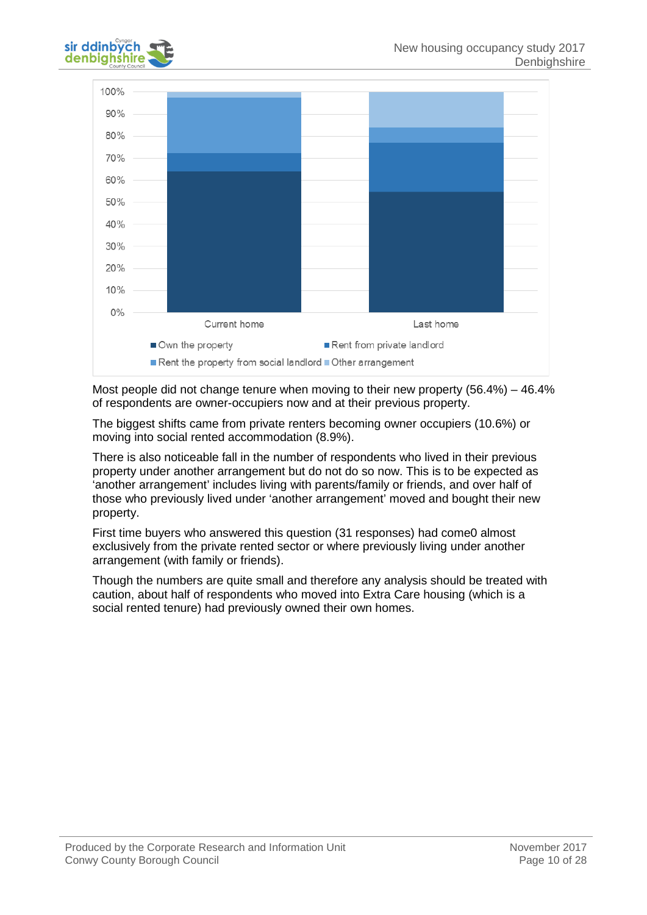Most people did not change tenure when moving to their new property (56.4%) – 46.4% of respondents are owner-occupiers now and at their previous property.

The biggest shifts came from private renters becoming owner occupiers (10.6%) or moving into social rented accommodation (8.9%).

There is also noticeable fall in the number of respondents who lived in their previous property under another arrangement but do not do so now. This is to be expected as 'another arrangement' includes living with parents/family or friends, and over half of those who previously lived under 'another arrangement' moved and bought their new property.

First time buyers who answered this question (31 responses) had come0 almost exclusively from the private rented sector or where previously living under another arrangement (with family or friends).

Though the numbers are quite small and therefore any analysis should be treated with caution, about half of respondents who moved into Extra Care housing (which is a social rented tenure) had previously owned their own homes.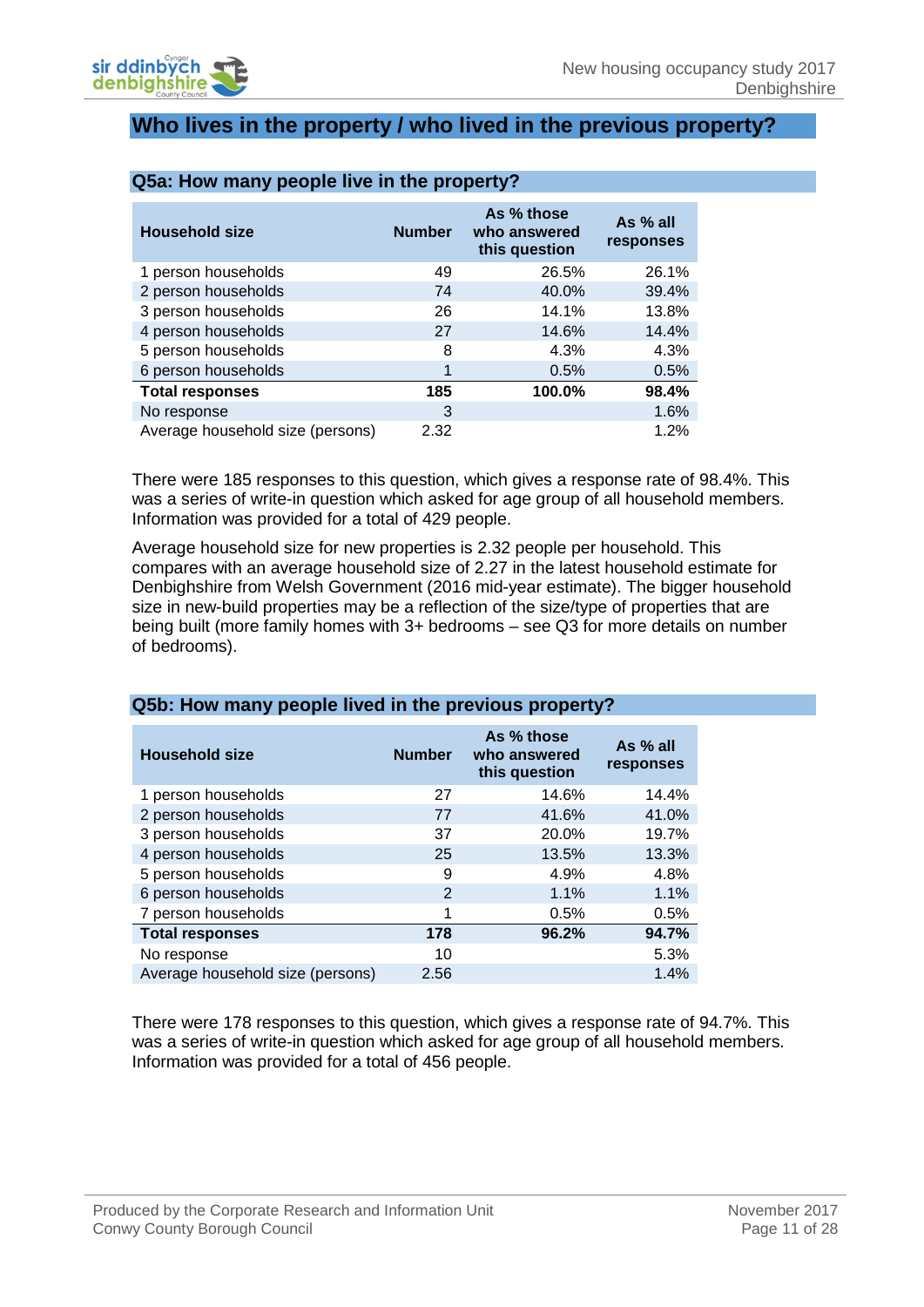## Who lives in the property / who lived in the previous property?

### Q5a: How many people live in the property?

| Household size | Number | As % those who answered this question | As % all responses |
|---|---|---|---|
| 1 person households | 49 | 26.5% | 26.1% |
| 2 person households | 74 | 40.0% | 39.4% |
| 3 person households | 26 | 14.1% | 13.8% |
| 4 person households | 27 | 14.6% | 14.4% |
| 5 person households | 8 | 4.3% | 4.3% |
| 6 person households | 1 | 0.5% | 0.5% |
| **Total responses** | **185** | **100.0%** | **98.4%** |
| No response | 3 | | 1.6% |
| Average household size (persons) | 2.32 | | 1.2% |

There were 185 responses to this question, which gives a response rate of 98.4%. This was a series of write-in question which asked for age group of all household members. Information was provided for a total of 429 people.

Average household size for new properties is 2.32 people per household. This compares with an average household size of 2.27 in the latest household estimate for Denbighshire from Welsh Government (2016 mid-year estimate). The bigger household size in new-build properties may be a reflection of the size/type of properties that are being built (more family homes with 3+ bedrooms – see Q3 for more details on number of bedrooms).

### Q5b: How many people lived in the previous property?

| Household size | Number | As % those who answered this question | As % all responses |
|---|---|---|---|
| 1 person households | 27 | 14.6% | 14.4% |
| 2 person households | 77 | 41.6% | 41.0% |
| 3 person households | 37 | 20.0% | 19.7% |
| 4 person households | 25 | 13.5% | 13.3% |
| 5 person households | 9 | 4.9% | 4.8% |
| 6 person households | 2 | 1.1% | 1.1% |
| 7 person households | 1 | 0.5% | 0.5% |
| **Total responses** | **178** | **96.2%** | **94.7%** |
| No response | 10 | | 5.3% |
| Average household size (persons) | 2.56 | | 1.4% |

There were 178 responses to this question, which gives a response rate of 94.7%. This was a series of write-in question which asked for age group of all household members. Information was provided for a total of 456 people.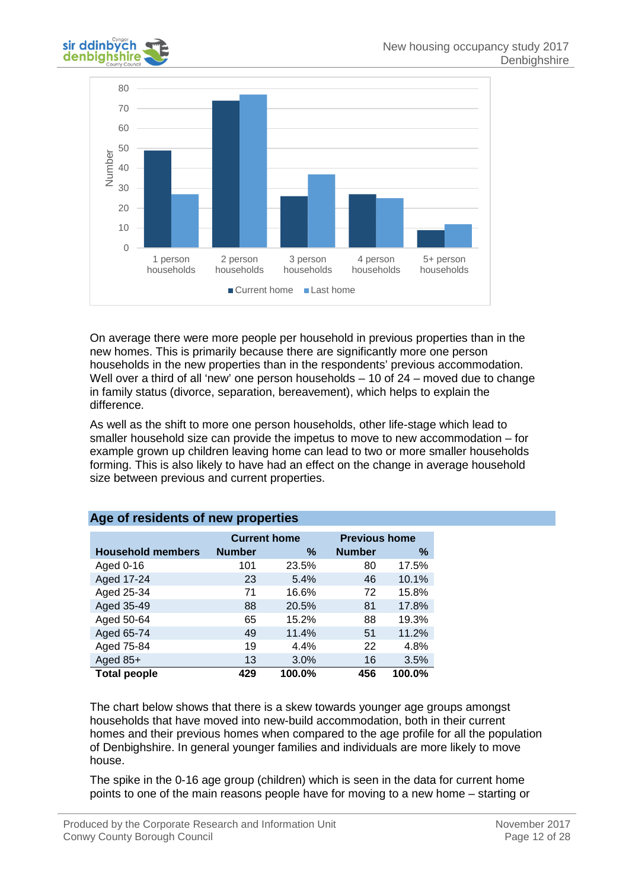On average there were more people per household in previous properties than in the new homes. This is primarily because there are significantly more one person households in the new properties than in the respondents' previous accommodation. Well over a third of all 'new' one person households – 10 of 24 – moved due to change in family status (divorce, separation, bereavement), which helps to explain the difference.

As well as the shift to more one person households, other life-stage which lead to smaller household size can provide the impetus to move to new accommodation – for example grown up children leaving home can lead to two or more smaller households forming. This is also likely to have had an effect on the change in average household size between previous and current properties.

## Age of residents of new properties

| Household members | Current home Number | % | Previous home Number | % |
|---|---|---|---|---|
| Aged 0-16 | 101 | 23.5% | 80 | 17.5% |
| Aged 17-24 | 23 | 5.4% | 46 | 10.1% |
| Aged 25-34 | 71 | 16.6% | 72 | 15.8% |
| Aged 35-49 | 88 | 20.5% | 81 | 17.8% |
| Aged 50-64 | 65 | 15.2% | 88 | 19.3% |
| Aged 65-74 | 49 | 11.4% | 51 | 11.2% |
| Aged 75-84 | 19 | 4.4% | 22 | 4.8% |
| Aged 85+ | 13 | 3.0% | 16 | 3.5% |
| **Total people** | **429** | **100.0%** | **456** | **100.0%** |

The chart below shows that there is a skew towards younger age groups amongst households that have moved into new-build accommodation, both in their current homes and their previous homes when compared to the age profile for all the population of Denbighshire. In general younger families and individuals are more likely to move house.

The spike in the 0-16 age group (children) which is seen in the data for current home points to one of the main reasons people have for moving to a new home – starting or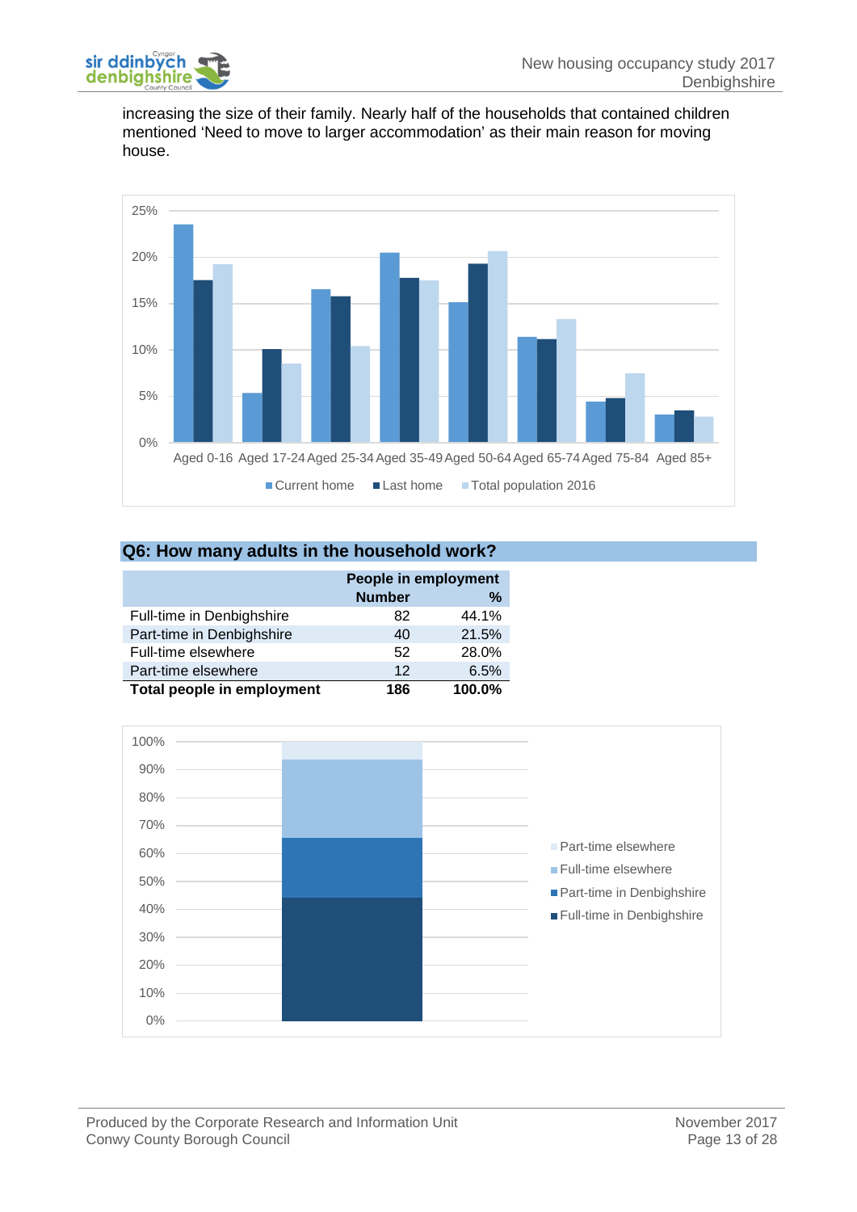increasing the size of their family. Nearly half of the households that contained children mentioned 'Need to move to larger accommodation' as their main reason for moving house.

## Q6: How many adults in the household work?

| | People in employment | |
|---|---|---|
| | Number | % |
| Full-time in Denbighshire | 82 | 44.1% |
| Part-time in Denbighshire | 40 | 21.5% |
| Full-time elsewhere | 52 | 28.0% |
| Part-time elsewhere | 12 | 6.5% |
| **Total people in employment** | **186** | **100.0%** |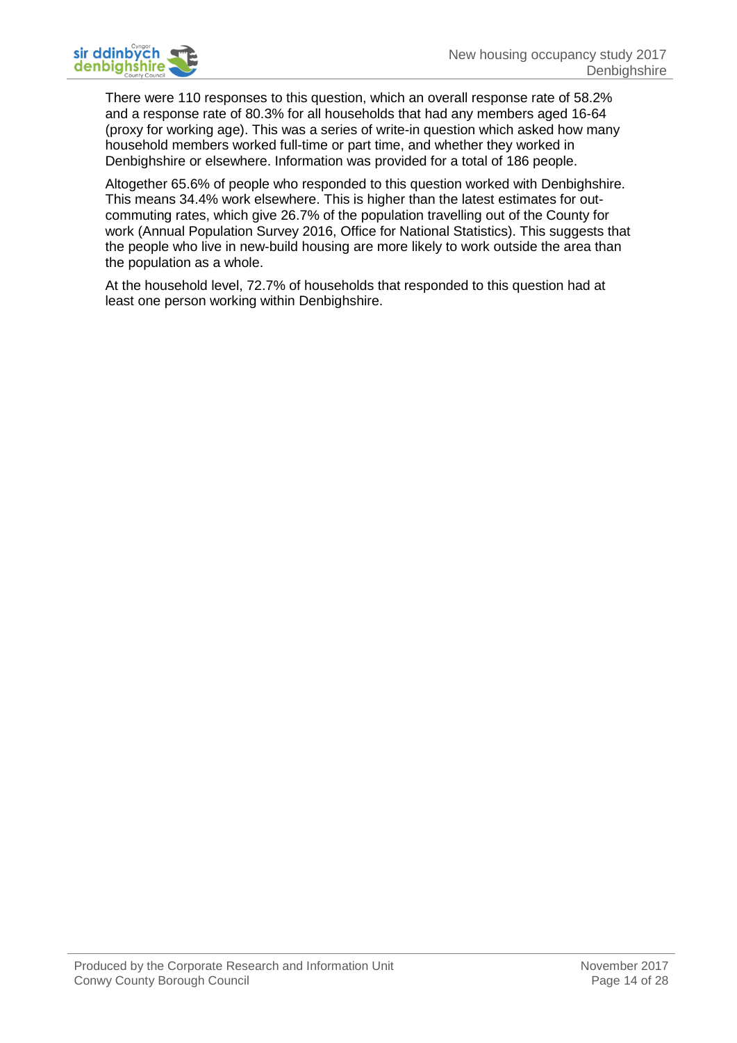There were 110 responses to this question, which an overall response rate of 58.2% and a response rate of 80.3% for all households that had any members aged 16-64 (proxy for working age). This was a series of write-in question which asked how many household members worked full-time or part time, and whether they worked in Denbighshire or elsewhere. Information was provided for a total of 186 people.

Altogether 65.6% of people who responded to this question worked with Denbighshire. This means 34.4% work elsewhere. This is higher than the latest estimates for out-commuting rates, which give 26.7% of the population travelling out of the County for work (Annual Population Survey 2016, Office for National Statistics). This suggests that the people who live in new-build housing are more likely to work outside the area than the population as a whole.

At the household level, 72.7% of households that responded to this question had at least one person working within Denbighshire.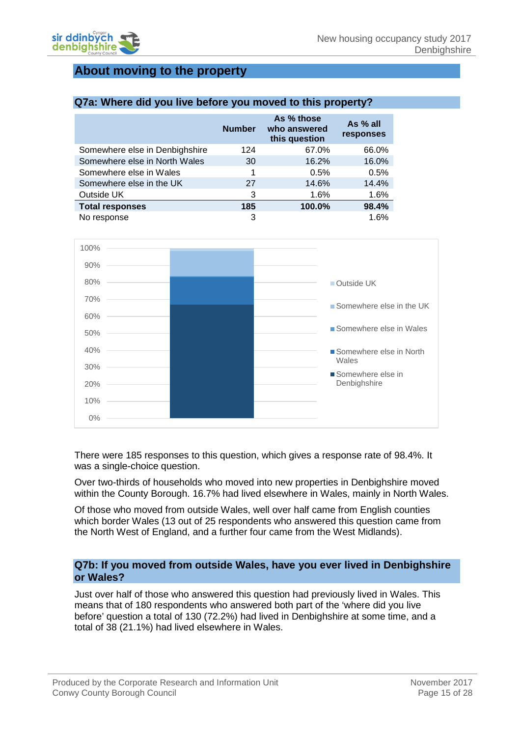## About moving to the property

### Q7a: Where did you live before you moved to this property?

| | Number | As % those who answered this question | As % all responses |
|---|---|---|---|
| Somewhere else in Denbighshire | 124 | 67.0% | 66.0% |
| Somewhere else in North Wales | 30 | 16.2% | 16.0% |
| Somewhere else in Wales | 1 | 0.5% | 0.5% |
| Somewhere else in the UK | 27 | 14.6% | 14.4% |
| Outside UK | 3 | 1.6% | 1.6% |
| **Total responses** | **185** | **100.0%** | **98.4%** |
| No response | 3 | | 1.6% |

There were 185 responses to this question, which gives a response rate of 98.4%. It was a single-choice question.

Over two-thirds of households who moved into new properties in Denbighshire moved within the County Borough. 16.7% had lived elsewhere in Wales, mainly in North Wales.

Of those who moved from outside Wales, well over half came from English counties which border Wales (13 out of 25 respondents who answered this question came from the North West of England, and a further four came from the West Midlands).

### Q7b: If you moved from outside Wales, have you ever lived in Denbighshire or Wales?

Just over half of those who answered this question had previously lived in Wales. This means that of 180 respondents who answered both part of the 'where did you live before' question a total of 130 (72.2%) had lived in Denbighshire at some time, and a total of 38 (21.1%) had lived elsewhere in Wales.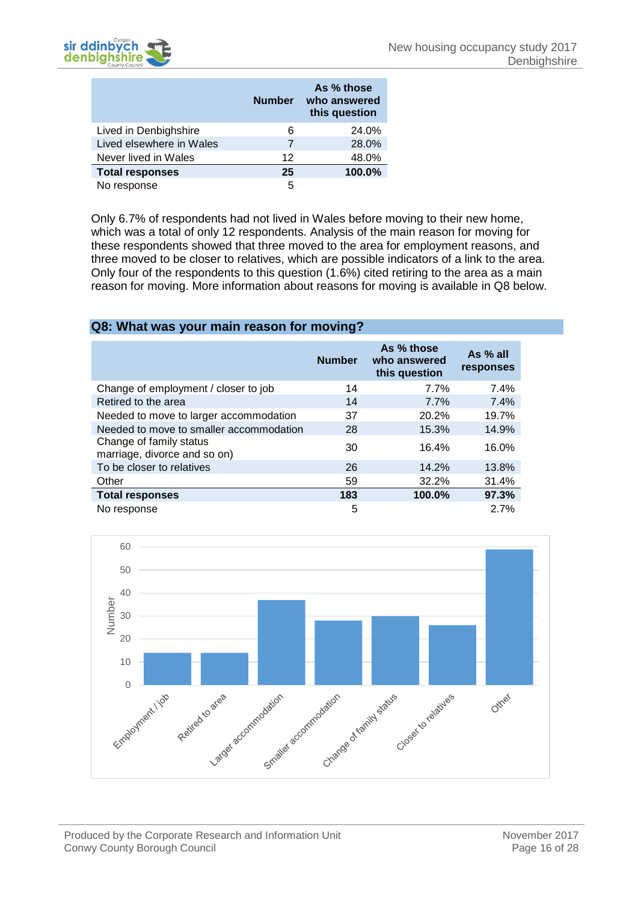| | Number | As % those who answered this question |
|---|---|---|
| Lived in Denbighshire | 6 | 24.0% |
| Lived elsewhere in Wales | 7 | 28.0% |
| Never lived in Wales | 12 | 48.0% |
| **Total responses** | **25** | **100.0%** |
| No response | 5 | |

Only 6.7% of respondents had not lived in Wales before moving to their new home, which was a total of only 12 respondents. Analysis of the main reason for moving for these respondents showed that three moved to the area for employment reasons, and three moved to be closer to relatives, which are possible indicators of a link to the area. Only four of the respondents to this question (1.6%) cited retiring to the area as a main reason for moving. More information about reasons for moving is available in Q8 below.

## Q8: What was your main reason for moving?

| | Number | As % those who answered this question | As % all responses |
|---|---|---|---|
| Change of employment / closer to job | 14 | 7.7% | 7.4% |
| Retired to the area | 14 | 7.7% | 7.4% |
| Needed to move to larger accommodation | 37 | 20.2% | 19.7% |
| Needed to move to smaller accommodation | 28 | 15.3% | 14.9% |
| Change of family status marriage, divorce and so on) | 30 | 16.4% | 16.0% |
| To be closer to relatives | 26 | 14.2% | 13.8% |
| Other | 59 | 32.2% | 31.4% |
| **Total responses** | **183** | **100.0%** | **97.3%** |
| No response | 5 | | 2.7% |

| Reason | Number |
|---|---|
| Employment / job | 14 |
| Retired to area | 14 |
| Larger accommodation | 37 |
| Smaller accommodation | 28 |
| Change of family status | 30 |
| Closer to relatives | 26 |
| Other | 59 |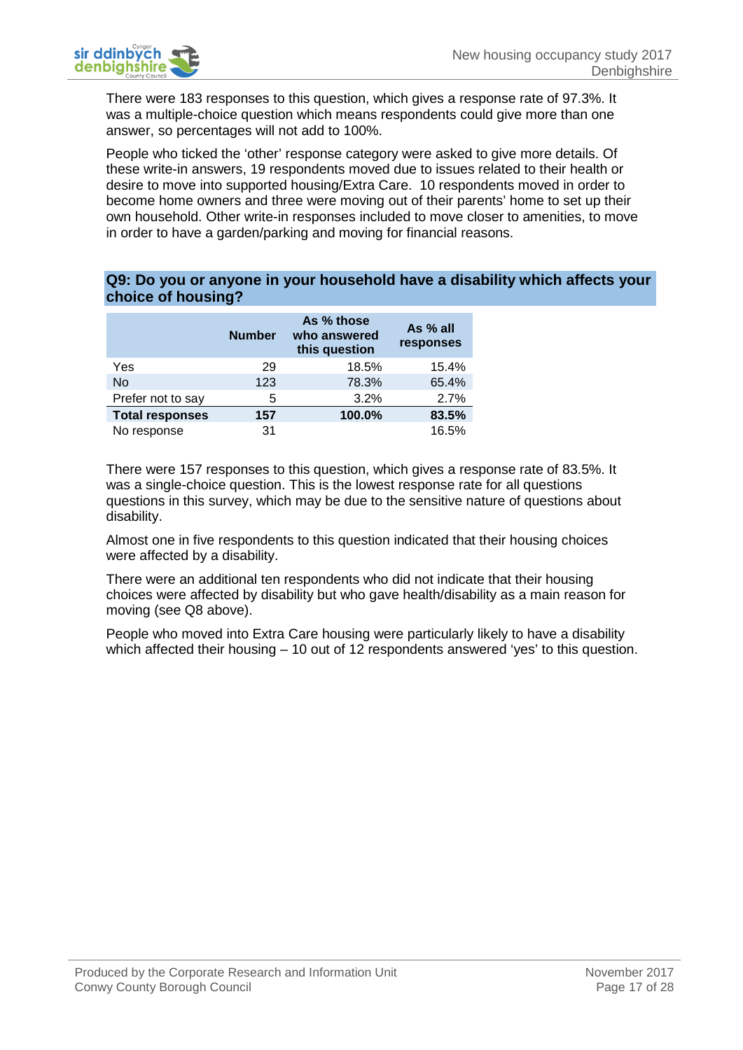There were 183 responses to this question, which gives a response rate of 97.3%. It was a multiple-choice question which means respondents could give more than one answer, so percentages will not add to 100%.

People who ticked the 'other' response category were asked to give more details. Of these write-in answers, 19 respondents moved due to issues related to their health or desire to move into supported housing/Extra Care. 10 respondents moved in order to become home owners and three were moving out of their parents' home to set up their own household. Other write-in responses included to move closer to amenities, to move in order to have a garden/parking and moving for financial reasons.

## Q9: Do you or anyone in your household have a disability which affects your choice of housing?

| | Number | As % those who answered this question | As % all responses |
|---|---|---|---|
| Yes | 29 | 18.5% | 15.4% |
| No | 123 | 78.3% | 65.4% |
| Prefer not to say | 5 | 3.2% | 2.7% |
| **Total responses** | **157** | **100.0%** | **83.5%** |
| No response | 31 | | 16.5% |

There were 157 responses to this question, which gives a response rate of 83.5%. It was a single-choice question. This is the lowest response rate for all questions questions in this survey, which may be due to the sensitive nature of questions about disability.

Almost one in five respondents to this question indicated that their housing choices were affected by a disability.

There were an additional ten respondents who did not indicate that their housing choices were affected by disability but who gave health/disability as a main reason for moving (see Q8 above).

People who moved into Extra Care housing were particularly likely to have a disability which affected their housing – 10 out of 12 respondents answered 'yes' to this question.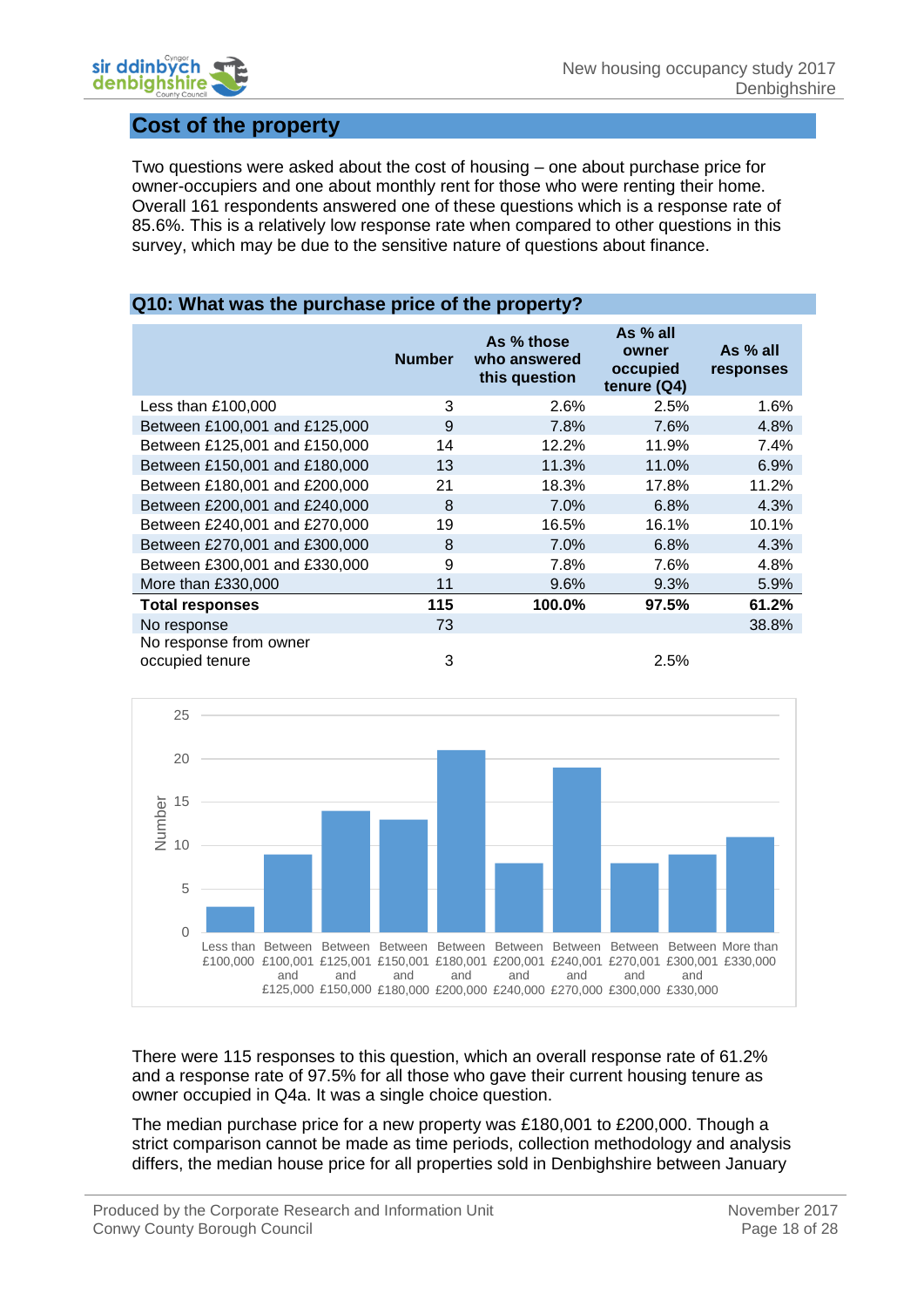## Cost of the property

Two questions were asked about the cost of housing – one about purchase price for owner-occupiers and one about monthly rent for those who were renting their home. Overall 161 respondents answered one of these questions which is a response rate of 85.6%. This is a relatively low response rate when compared to other questions in this survey, which may be due to the sensitive nature of questions about finance.

### Q10: What was the purchase price of the property?

| | Number | As % those who answered this question | As % all owner occupied tenure (Q4) | As % all responses |
|---|---|---|---|---|
| Less than £100,000 | 3 | 2.6% | 2.5% | 1.6% |
| Between £100,001 and £125,000 | 9 | 7.8% | 7.6% | 4.8% |
| Between £125,001 and £150,000 | 14 | 12.2% | 11.9% | 7.4% |
| Between £150,001 and £180,000 | 13 | 11.3% | 11.0% | 6.9% |
| Between £180,001 and £200,000 | 21 | 18.3% | 17.8% | 11.2% |
| Between £200,001 and £240,000 | 8 | 7.0% | 6.8% | 4.3% |
| Between £240,001 and £270,000 | 19 | 16.5% | 16.1% | 10.1% |
| Between £270,001 and £300,000 | 8 | 7.0% | 6.8% | 4.3% |
| Between £300,001 and £330,000 | 9 | 7.8% | 7.6% | 4.8% |
| More than £330,000 | 11 | 9.6% | 9.3% | 5.9% |
| **Total responses** | **115** | **100.0%** | **97.5%** | **61.2%** |
| No response | 73 | | | 38.8% |
| No response from owner occupied tenure | 3 | | 2.5% | |

There were 115 responses to this question, which an overall response rate of 61.2% and a response rate of 97.5% for all those who gave their current housing tenure as owner occupied in Q4a. It was a single choice question.

The median purchase price for a new property was £180,001 to £200,000. Though a strict comparison cannot be made as time periods, collection methodology and analysis differs, the median house price for all properties sold in Denbighshire between January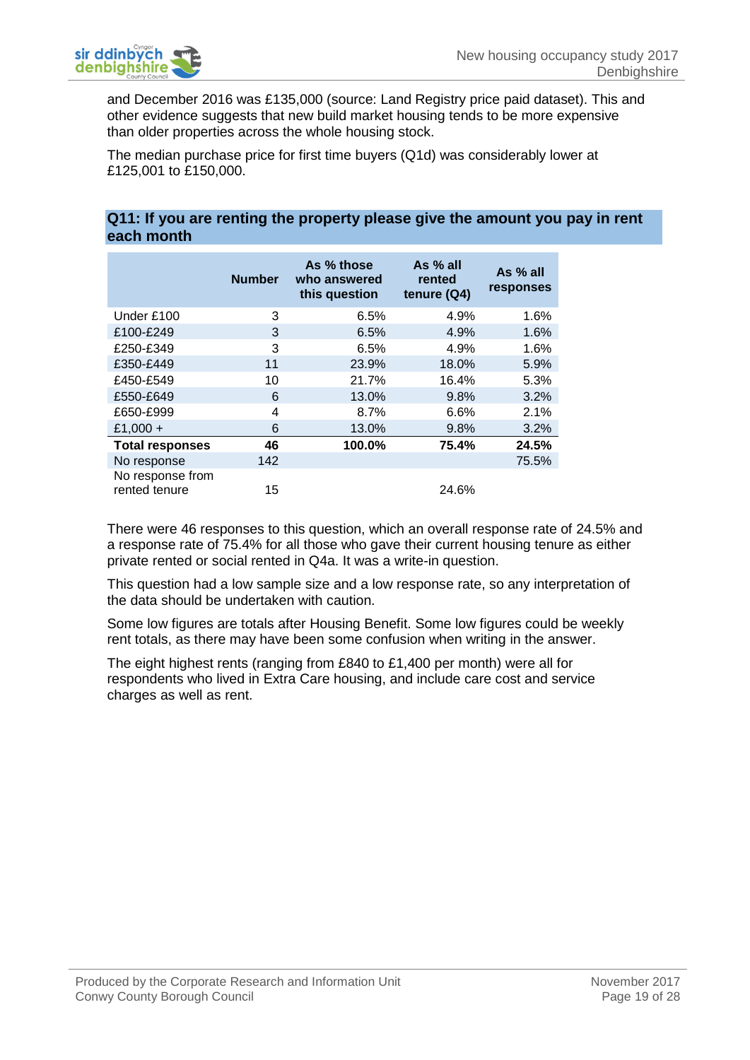and December 2016 was £135,000 (source: Land Registry price paid dataset). This and other evidence suggests that new build market housing tends to be more expensive than older properties across the whole housing stock.

The median purchase price for first time buyers (Q1d) was considerably lower at £125,001 to £150,000.

## Q11: If you are renting the property please give the amount you pay in rent each month

| | Number | As % those who answered this question | As % all rented tenure (Q4) | As % all responses |
|---|---|---|---|---|
| Under £100 | 3 | 6.5% | 4.9% | 1.6% |
| £100-£249 | 3 | 6.5% | 4.9% | 1.6% |
| £250-£349 | 3 | 6.5% | 4.9% | 1.6% |
| £350-£449 | 11 | 23.9% | 18.0% | 5.9% |
| £450-£549 | 10 | 21.7% | 16.4% | 5.3% |
| £550-£649 | 6 | 13.0% | 9.8% | 3.2% |
| £650-£999 | 4 | 8.7% | 6.6% | 2.1% |
| £1,000 + | 6 | 13.0% | 9.8% | 3.2% |
| **Total responses** | **46** | **100.0%** | **75.4%** | **24.5%** |
| No response | 142 | | | 75.5% |
| No response from rented tenure | 15 | | 24.6% | |

There were 46 responses to this question, which an overall response rate of 24.5% and a response rate of 75.4% for all those who gave their current housing tenure as either private rented or social rented in Q4a. It was a write-in question.

This question had a low sample size and a low response rate, so any interpretation of the data should be undertaken with caution.

Some low figures are totals after Housing Benefit. Some low figures could be weekly rent totals, as there may have been some confusion when writing in the answer.

The eight highest rents (ranging from £840 to £1,400 per month) were all for respondents who lived in Extra Care housing, and include care cost and service charges as well as rent.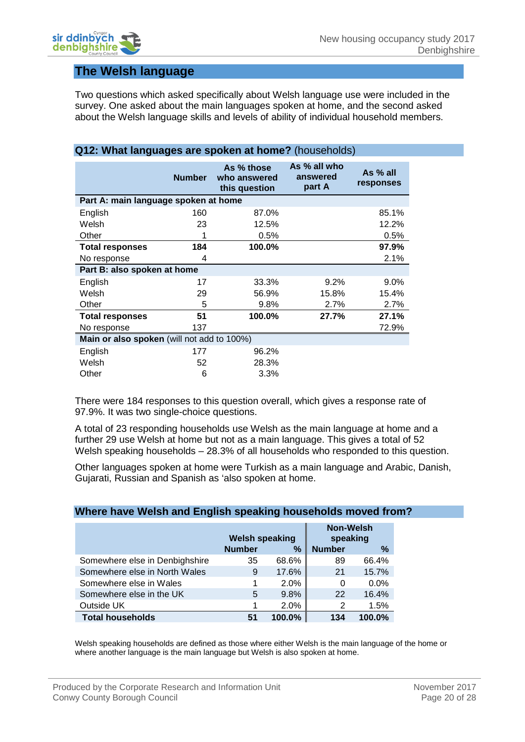## The Welsh language

Two questions which asked specifically about Welsh language use were included in the survey. One asked about the main languages spoken at home, and the second asked about the Welsh language skills and levels of ability of individual household members.

### Q12: What languages are spoken at home? (households)

| | Number | As % those who answered this question | As % all who answered part A | As % all responses |
|---|---|---|---|---|
| **Part A: main language spoken at home** | | | | |
| English | 160 | 87.0% | | 85.1% |
| Welsh | 23 | 12.5% | | 12.2% |
| Other | 1 | 0.5% | | 0.5% |
| **Total responses** | **184** | **100.0%** | | **97.9%** |
| No response | 4 | | | 2.1% |
| **Part B: also spoken at home** | | | | |
| English | 17 | 33.3% | 9.2% | 9.0% |
| Welsh | 29 | 56.9% | 15.8% | 15.4% |
| Other | 5 | 9.8% | 2.7% | 2.7% |
| **Total responses** | **51** | **100.0%** | **27.7%** | **27.1%** |
| No response | 137 | | | 72.9% |
| **Main or also spoken** (will not add to 100%) | | | | |
| English | 177 | 96.2% | | |
| Welsh | 52 | 28.3% | | |
| Other | 6 | 3.3% | | |

There were 184 responses to this question overall, which gives a response rate of 97.9%. It was two single-choice questions.

A total of 23 responding households use Welsh as the main language at home and a further 29 use Welsh at home but not as a main language. This gives a total of 52 Welsh speaking households – 28.3% of all households who responded to this question.

Other languages spoken at home were Turkish as a main language and Arabic, Danish, Gujarati, Russian and Spanish as 'also spoken at home.

### Where have Welsh and English speaking households moved from?

| | Welsh speaking | | Non-Welsh speaking | |
|---|---|---|---|---|
| | Number | % | Number | % |
| Somewhere else in Denbighshire | 35 | 68.6% | 89 | 66.4% |
| Somewhere else in North Wales | 9 | 17.6% | 21 | 15.7% |
| Somewhere else in Wales | 1 | 2.0% | 0 | 0.0% |
| Somewhere else in the UK | 5 | 9.8% | 22 | 16.4% |
| Outside UK | 1 | 2.0% | 2 | 1.5% |
| **Total households** | **51** | **100.0%** | **134** | **100.0%** |

Welsh speaking households are defined as those where either Welsh is the main language of the home or where another language is the main language but Welsh is also spoken at home.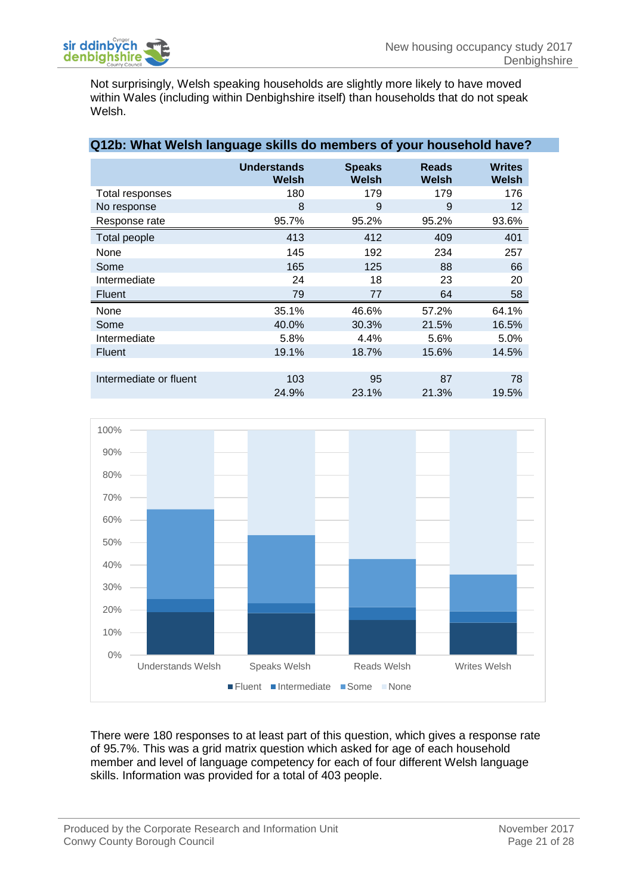Not surprisingly, Welsh speaking households are slightly more likely to have moved within Wales (including within Denbighshire itself) than households that do not speak Welsh.

## Q12b: What Welsh language skills do members of your household have?

| | Understands Welsh | Speaks Welsh | Reads Welsh | Writes Welsh |
|---|---|---|---|---|
| Total responses | 180 | 179 | 179 | 176 |
| No response | 8 | 9 | 9 | 12 |
| Response rate | 95.7% | 95.2% | 95.2% | 93.6% |
| Total people | 413 | 412 | 409 | 401 |
| None | 145 | 192 | 234 | 257 |
| Some | 165 | 125 | 88 | 66 |
| Intermediate | 24 | 18 | 23 | 20 |
| Fluent | 79 | 77 | 64 | 58 |
| None | 35.1% | 46.6% | 57.2% | 64.1% |
| Some | 40.0% | 30.3% | 21.5% | 16.5% |
| Intermediate | 5.8% | 4.4% | 5.6% | 5.0% |
| Fluent | 19.1% | 18.7% | 15.6% | 14.5% |
| | | | | |
| Intermediate or fluent | 103 | 95 | 87 | 78 |
| | 24.9% | 23.1% | 21.3% | 19.5% |

There were 180 responses to at least part of this question, which gives a response rate of 95.7%. This was a grid matrix question which asked for age of each household member and level of language competency for each of four different Welsh language skills. Information was provided for a total of 403 people.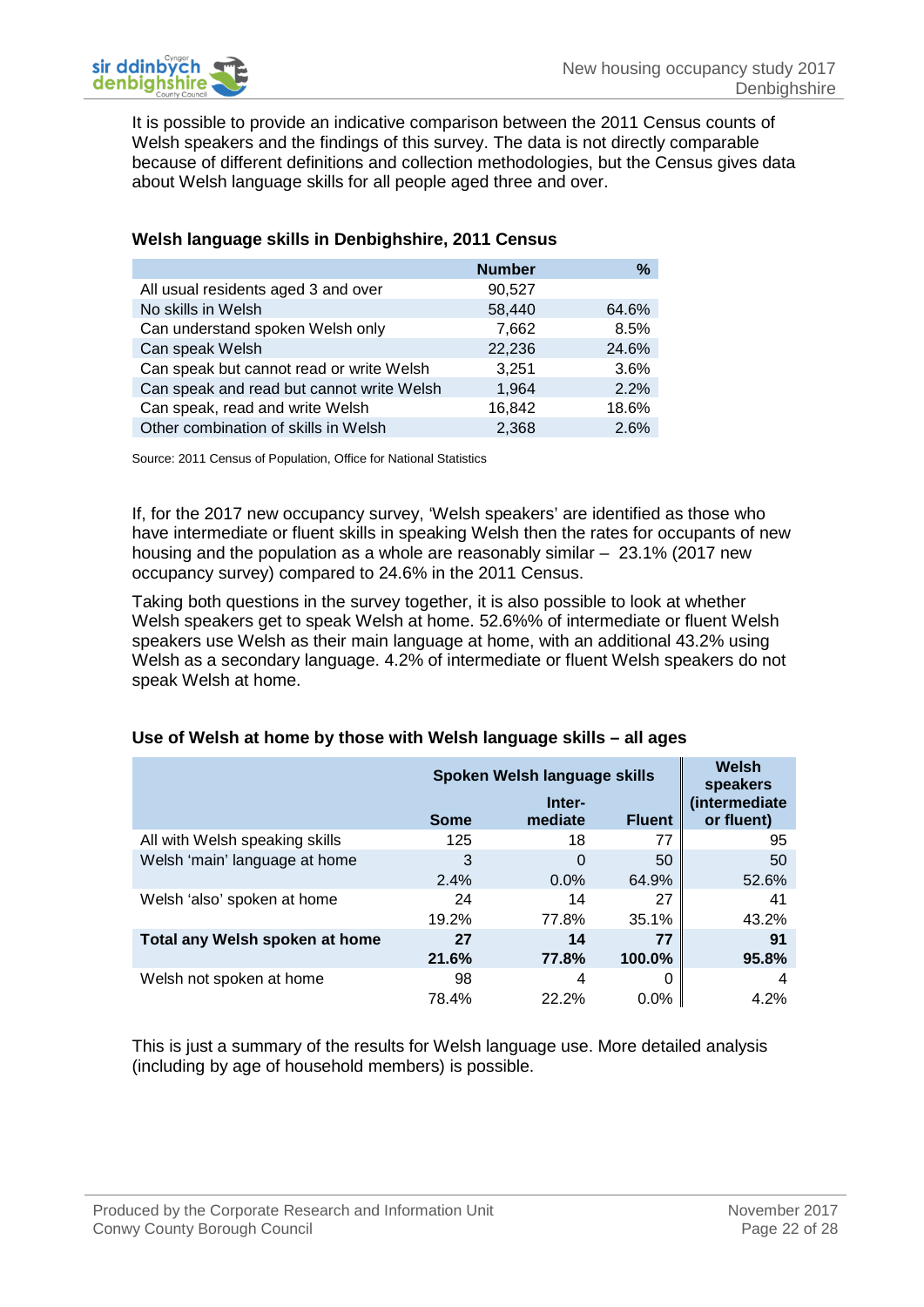It is possible to provide an indicative comparison between the 2011 Census counts of Welsh speakers and the findings of this survey. The data is not directly comparable because of different definitions and collection methodologies, but the Census gives data about Welsh language skills for all people aged three and over.

### Welsh language skills in Denbighshire, 2011 Census

| | Number | % |
|---|---|---|
| All usual residents aged 3 and over | 90,527 | |
| No skills in Welsh | 58,440 | 64.6% |
| Can understand spoken Welsh only | 7,662 | 8.5% |
| Can speak Welsh | 22,236 | 24.6% |
| Can speak but cannot read or write Welsh | 3,251 | 3.6% |
| Can speak and read but cannot write Welsh | 1,964 | 2.2% |
| Can speak, read and write Welsh | 16,842 | 18.6% |
| Other combination of skills in Welsh | 2,368 | 2.6% |

Source: 2011 Census of Population, Office for National Statistics

If, for the 2017 new occupancy survey, 'Welsh speakers' are identified as those who have intermediate or fluent skills in speaking Welsh then the rates for occupants of new housing and the population as a whole are reasonably similar – 23.1% (2017 new occupancy survey) compared to 24.6% in the 2011 Census.

Taking both questions in the survey together, it is also possible to look at whether Welsh speakers get to speak Welsh at home. 52.6%% of intermediate or fluent Welsh speakers use Welsh as their main language at home, with an additional 43.2% using Welsh as a secondary language. 4.2% of intermediate or fluent Welsh speakers do not speak Welsh at home.

### Use of Welsh at home by those with Welsh language skills – all ages

| | Spoken Welsh language skills | | | Welsh speakers (intermediate or fluent) |
|---|---|---|---|---|
| | Some | Inter-mediate | Fluent | |
| All with Welsh speaking skills | 125 | 18 | 77 | 95 |
| Welsh 'main' language at home | 3 | 0 | 50 | 50 |
| | 2.4% | 0.0% | 64.9% | 52.6% |
| Welsh 'also' spoken at home | 24 | 14 | 27 | 41 |
| | 19.2% | 77.8% | 35.1% | 43.2% |
| **Total any Welsh spoken at home** | **27** | **14** | **77** | **91** |
| | **21.6%** | **77.8%** | **100.0%** | **95.8%** |
| Welsh not spoken at home | 98 | 4 | 0 | 4 |
| | 78.4% | 22.2% | 0.0% | 4.2% |

This is just a summary of the results for Welsh language use. More detailed analysis (including by age of household members) is possible.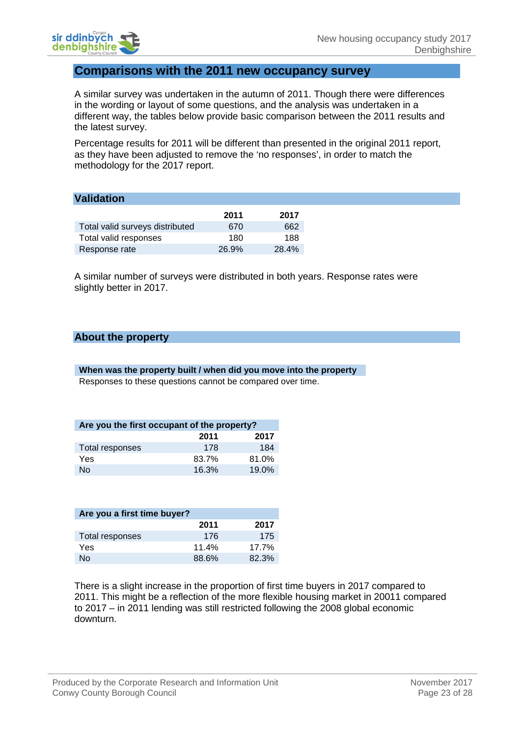## Comparisons with the 2011 new occupancy survey

A similar survey was undertaken in the autumn of 2011. Though there were differences in the wording or layout of some questions, and the analysis was undertaken in a different way, the tables below provide basic comparison between the 2011 results and the latest survey.

Percentage results for 2011 will be different than presented in the original 2011 report, as they have been adjusted to remove the 'no responses', in order to match the methodology for the 2017 report.

### Validation

| | 2011 | 2017 |
|---|---|---|
| Total valid surveys distributed | 670 | 662 |
| Total valid responses | 180 | 188 |
| Response rate | 26.9% | 28.4% |

A similar number of surveys were distributed in both years. Response rates were slightly better in 2017.

### About the property

#### When was the property built / when did you move into the property

Responses to these questions cannot be compared over time.

#### Are you the first occupant of the property?

| | 2011 | 2017 |
|---|---|---|
| Total responses | 178 | 184 |
| Yes | 83.7% | 81.0% |
| No | 16.3% | 19.0% |

#### Are you a first time buyer?

| | 2011 | 2017 |
|---|---|---|
| Total responses | 176 | 175 |
| Yes | 11.4% | 17.7% |
| No | 88.6% | 82.3% |

There is a slight increase in the proportion of first time buyers in 2017 compared to 2011. This might be a reflection of the more flexible housing market in 20011 compared to 2017 – in 2011 lending was still restricted following the 2008 global economic downturn.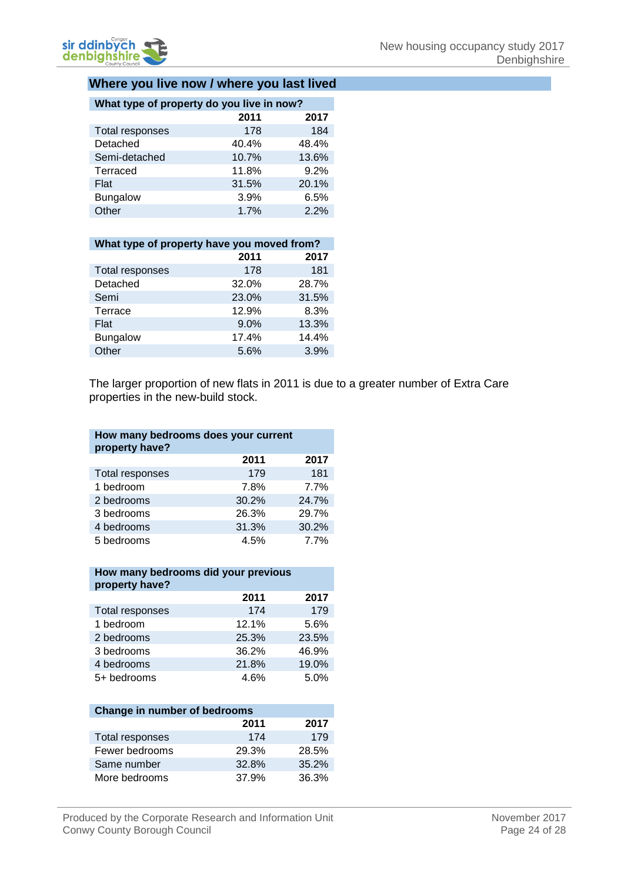## Where you live now / where you last lived

| What type of property do you live in now? | | |
|---|---|---|
| | 2011 | 2017 |
| Total responses | 178 | 184 |
| Detached | 40.4% | 48.4% |
| Semi-detached | 10.7% | 13.6% |
| Terraced | 11.8% | 9.2% |
| Flat | 31.5% | 20.1% |
| Bungalow | 3.9% | 6.5% |
| Other | 1.7% | 2.2% |

| What type of property have you moved from? | | |
|---|---|---|
| | 2011 | 2017 |
| Total responses | 178 | 181 |
| Detached | 32.0% | 28.7% |
| Semi | 23.0% | 31.5% |
| Terrace | 12.9% | 8.3% |
| Flat | 9.0% | 13.3% |
| Bungalow | 17.4% | 14.4% |
| Other | 5.6% | 3.9% |

The larger proportion of new flats in 2011 is due to a greater number of Extra Care properties in the new-build stock.

| How many bedrooms does your current property have? | | |
|---|---|---|
| | 2011 | 2017 |
| Total responses | 179 | 181 |
| 1 bedroom | 7.8% | 7.7% |
| 2 bedrooms | 30.2% | 24.7% |
| 3 bedrooms | 26.3% | 29.7% |
| 4 bedrooms | 31.3% | 30.2% |
| 5 bedrooms | 4.5% | 7.7% |

| How many bedrooms did your previous property have? | | |
|---|---|---|
| | 2011 | 2017 |
| Total responses | 174 | 179 |
| 1 bedroom | 12.1% | 5.6% |
| 2 bedrooms | 25.3% | 23.5% |
| 3 bedrooms | 36.2% | 46.9% |
| 4 bedrooms | 21.8% | 19.0% |
| 5+ bedrooms | 4.6% | 5.0% |

| Change in number of bedrooms | | |
|---|---|---|
| | 2011 | 2017 |
| Total responses | 174 | 179 |
| Fewer bedrooms | 29.3% | 28.5% |
| Same number | 32.8% | 35.2% |
| More bedrooms | 37.9% | 36.3% |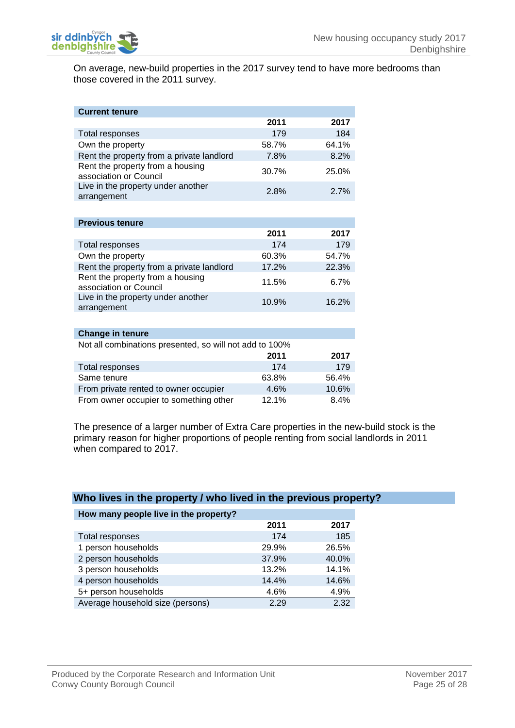On average, new-build properties in the 2017 survey tend to have more bedrooms than those covered in the 2011 survey.

| Current tenure | 2011 | 2017 |
|---|---|---|
| Total responses | 179 | 184 |
| Own the property | 58.7% | 64.1% |
| Rent the property from a private landlord | 7.8% | 8.2% |
| Rent the property from a housing association or Council | 30.7% | 25.0% |
| Live in the property under another arrangement | 2.8% | 2.7% |

| Previous tenure | 2011 | 2017 |
|---|---|---|
| Total responses | 174 | 179 |
| Own the property | 60.3% | 54.7% |
| Rent the property from a private landlord | 17.2% | 22.3% |
| Rent the property from a housing association or Council | 11.5% | 6.7% |
| Live in the property under another arrangement | 10.9% | 16.2% |

**Change in tenure**

Not all combinations presented, so will not add to 100%

| | 2011 | 2017 |
|---|---|---|
| Total responses | 174 | 179 |
| Same tenure | 63.8% | 56.4% |
| From private rented to owner occupier | 4.6% | 10.6% |
| From owner occupier to something other | 12.1% | 8.4% |

The presence of a larger number of Extra Care properties in the new-build stock is the primary reason for higher proportions of people renting from social landlords in 2011 when compared to 2017.

## Who lives in the property / who lived in the previous property?

| How many people live in the property? | 2011 | 2017 |
|---|---|---|
| Total responses | 174 | 185 |
| 1 person households | 29.9% | 26.5% |
| 2 person households | 37.9% | 40.0% |
| 3 person households | 13.2% | 14.1% |
| 4 person households | 14.4% | 14.6% |
| 5+ person households | 4.6% | 4.9% |
| Average household size (persons) | 2.29 | 2.32 |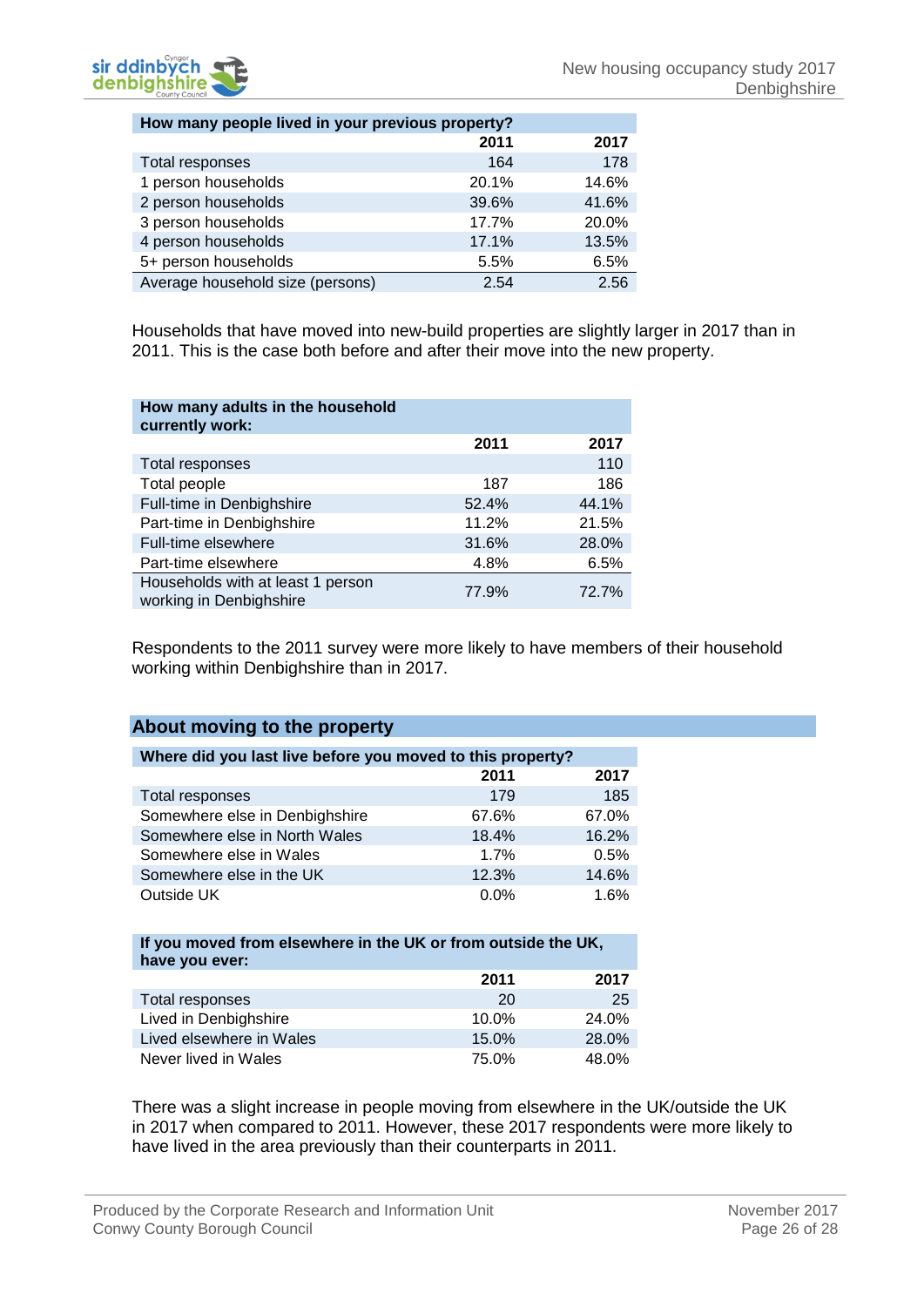| How many people lived in your previous property? | 2011 | 2017 |
|---|---|---|
| Total responses | 164 | 178 |
| 1 person households | 20.1% | 14.6% |
| 2 person households | 39.6% | 41.6% |
| 3 person households | 17.7% | 20.0% |
| 4 person households | 17.1% | 13.5% |
| 5+ person households | 5.5% | 6.5% |
| Average household size (persons) | 2.54 | 2.56 |

Households that have moved into new-build properties are slightly larger in 2017 than in 2011. This is the case both before and after their move into the new property.

| How many adults in the household currently work: | 2011 | 2017 |
|---|---|---|
| Total responses | | 110 |
| Total people | 187 | 186 |
| Full-time in Denbighshire | 52.4% | 44.1% |
| Part-time in Denbighshire | 11.2% | 21.5% |
| Full-time elsewhere | 31.6% | 28.0% |
| Part-time elsewhere | 4.8% | 6.5% |
| Households with at least 1 person working in Denbighshire | 77.9% | 72.7% |

Respondents to the 2011 survey were more likely to have members of their household working within Denbighshire than in 2017.

## About moving to the property

| Where did you last live before you moved to this property? | 2011 | 2017 |
|---|---|---|
| Total responses | 179 | 185 |
| Somewhere else in Denbighshire | 67.6% | 67.0% |
| Somewhere else in North Wales | 18.4% | 16.2% |
| Somewhere else in Wales | 1.7% | 0.5% |
| Somewhere else in the UK | 12.3% | 14.6% |
| Outside UK | 0.0% | 1.6% |

| If you moved from elsewhere in the UK or from outside the UK, have you ever: | 2011 | 2017 |
|---|---|---|
| Total responses | 20 | 25 |
| Lived in Denbighshire | 10.0% | 24.0% |
| Lived elsewhere in Wales | 15.0% | 28.0% |
| Never lived in Wales | 75.0% | 48.0% |

There was a slight increase in people moving from elsewhere in the UK/outside the UK in 2017 when compared to 2011. However, these 2017 respondents were more likely to have lived in the area previously than their counterparts in 2011.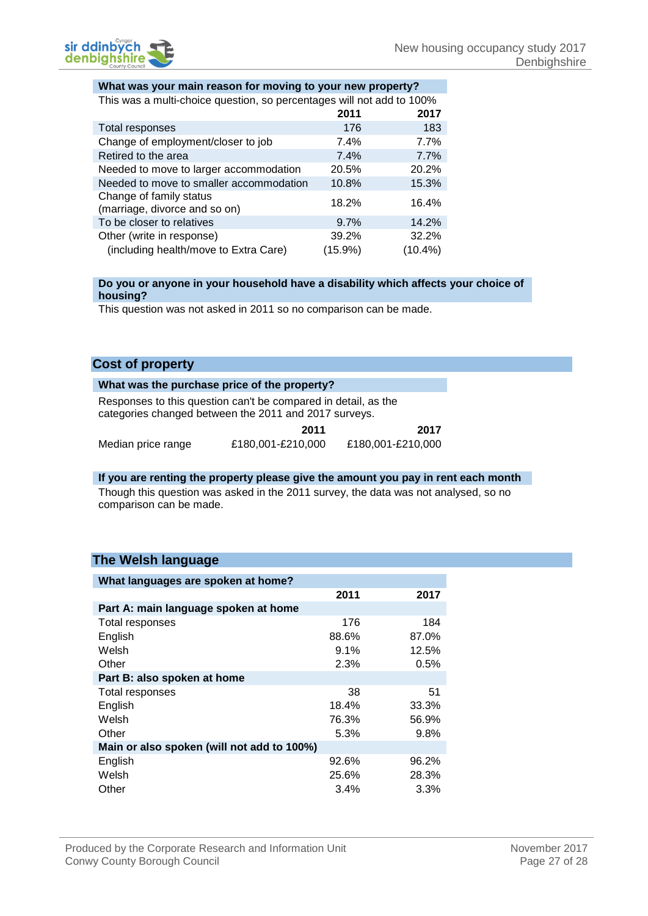### What was your main reason for moving to your new property?

This was a multi-choice question, so percentages will not add to 100%

| | 2011 | 2017 |
|---|---|---|
| Total responses | 176 | 183 |
| Change of employment/closer to job | 7.4% | 7.7% |
| Retired to the area | 7.4% | 7.7% |
| Needed to move to larger accommodation | 20.5% | 20.2% |
| Needed to move to smaller accommodation | 10.8% | 15.3% |
| Change of family status (marriage, divorce and so on) | 18.2% | 16.4% |
| To be closer to relatives | 9.7% | 14.2% |
| Other (write in response) | 39.2% | 32.2% |
| (including health/move to Extra Care) | (15.9%) | (10.4%) |

### Do you or anyone in your household have a disability which affects your choice of housing?

This question was not asked in 2011 so no comparison can be made.

## Cost of property

### What was the purchase price of the property?

Responses to this question can't be compared in detail, as the categories changed between the 2011 and 2017 surveys.

| | 2011 | 2017 |
|---|---|---|
| Median price range | £180,001-£210,000 | £180,001-£210,000 |

### If you are renting the property please give the amount you pay in rent each month

Though this question was asked in the 2011 survey, the data was not analysed, so no comparison can be made.

## The Welsh language

### What languages are spoken at home?

| | 2011 | 2017 |
|---|---|---|
| **Part A: main language spoken at home** | | |
| Total responses | 176 | 184 |
| English | 88.6% | 87.0% |
| Welsh | 9.1% | 12.5% |
| Other | 2.3% | 0.5% |
| **Part B: also spoken at home** | | |
| Total responses | 38 | 51 |
| English | 18.4% | 33.3% |
| Welsh | 76.3% | 56.9% |
| Other | 5.3% | 9.8% |
| **Main or also spoken (will not add to 100%)** | | |
| English | 92.6% | 96.2% |
| Welsh | 25.6% | 28.3% |
| Other | 3.4% | 3.3% |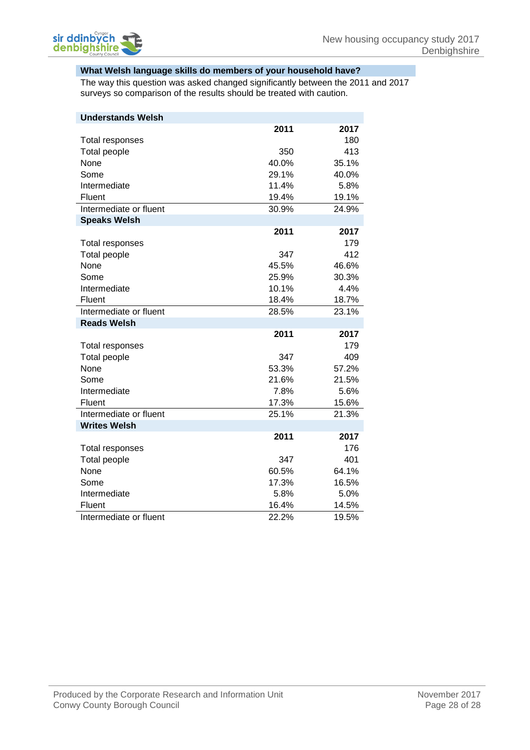## What Welsh language skills do members of your household have?

The way this question was asked changed significantly between the 2011 and 2017 surveys so comparison of the results should be treated with caution.

| **Understands Welsh** | | |
|---|---|---|
| | **2011** | **2017** |
| Total responses | | 180 |
| Total people | 350 | 413 |
| None | 40.0% | 35.1% |
| Some | 29.1% | 40.0% |
| Intermediate | 11.4% | 5.8% |
| Fluent | 19.4% | 19.1% |
| Intermediate or fluent | 30.9% | 24.9% |

| **Speaks Welsh** | | |
|---|---|---|
| | **2011** | **2017** |
| Total responses | | 179 |
| Total people | 347 | 412 |
| None | 45.5% | 46.6% |
| Some | 25.9% | 30.3% |
| Intermediate | 10.1% | 4.4% |
| Fluent | 18.4% | 18.7% |
| Intermediate or fluent | 28.5% | 23.1% |

| **Reads Welsh** | | |
|---|---|---|
| | **2011** | **2017** |
| Total responses | | 179 |
| Total people | 347 | 409 |
| None | 53.3% | 57.2% |
| Some | 21.6% | 21.5% |
| Intermediate | 7.8% | 5.6% |
| Fluent | 17.3% | 15.6% |
| Intermediate or fluent | 25.1% | 21.3% |

| **Writes Welsh** | | |
|---|---|---|
| | **2011** | **2017** |
| Total responses | | 176 |
| Total people | 347 | 401 |
| None | 60.5% | 64.1% |
| Some | 17.3% | 16.5% |
| Intermediate | 5.8% | 5.0% |
| Fluent | 16.4% | 14.5% |
| Intermediate or fluent | 22.2% | 19.5% |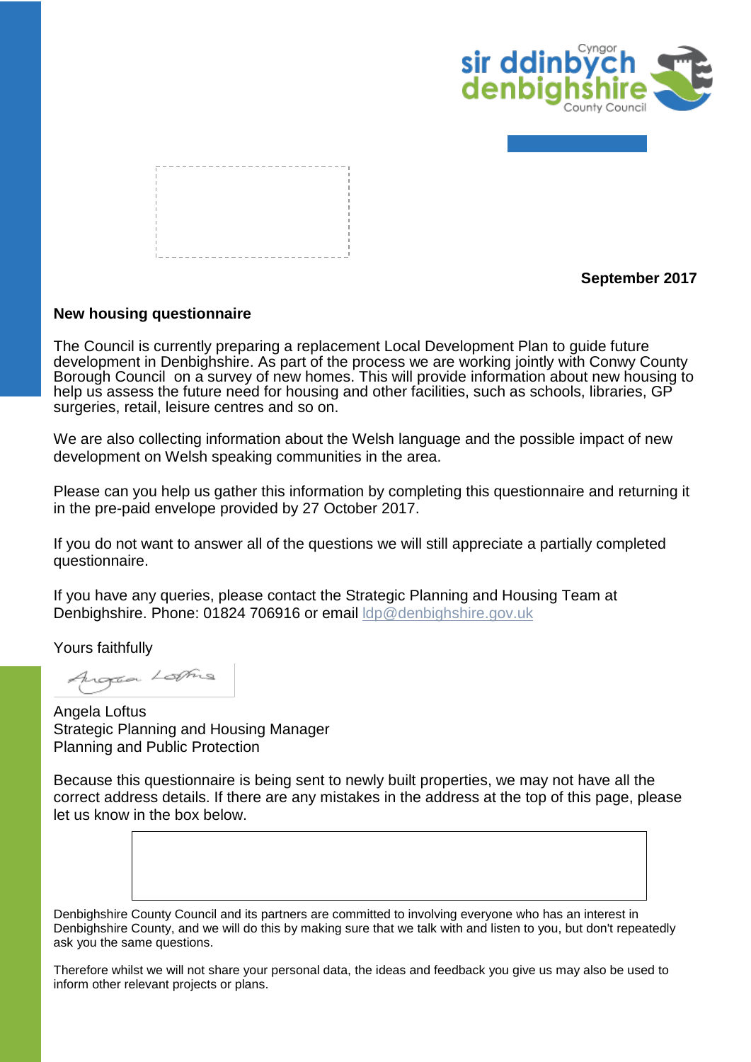Cyngor sir ddinbych denbighshire County Council

**September 2017**

**New housing questionnaire**

The Council is currently preparing a replacement Local Development Plan to guide future development in Denbighshire. As part of the process we are working jointly with Conwy County Borough Council on a survey of new homes. This will provide information about new housing to help us assess the future need for housing and other facilities, such as schools, libraries, GP surgeries, retail, leisure centres and so on.

We are also collecting information about the Welsh language and the possible impact of new development on Welsh speaking communities in the area.

Please can you help us gather this information by completing this questionnaire and returning it in the pre-paid envelope provided by 27 October 2017.

If you do not want to answer all of the questions we will still appreciate a partially completed questionnaire.

If you have any queries, please contact the Strategic Planning and Housing Team at Denbighshire. Phone: 01824 706916 or email ldp@denbighshire.gov.uk

Yours faithfully

Angela Loftus
Strategic Planning and Housing Manager
Planning and Public Protection

Because this questionnaire is being sent to newly built properties, we may not have all the correct address details. If there are any mistakes in the address at the top of this page, please let us know in the box below.

Denbighshire County Council and its partners are committed to involving everyone who has an interest in Denbighshire County, and we will do this by making sure that we talk with and listen to you, but don't repeatedly ask you the same questions.

Therefore whilst we will not share your personal data, the ideas and feedback you give us may also be used to inform other relevant projects or plans.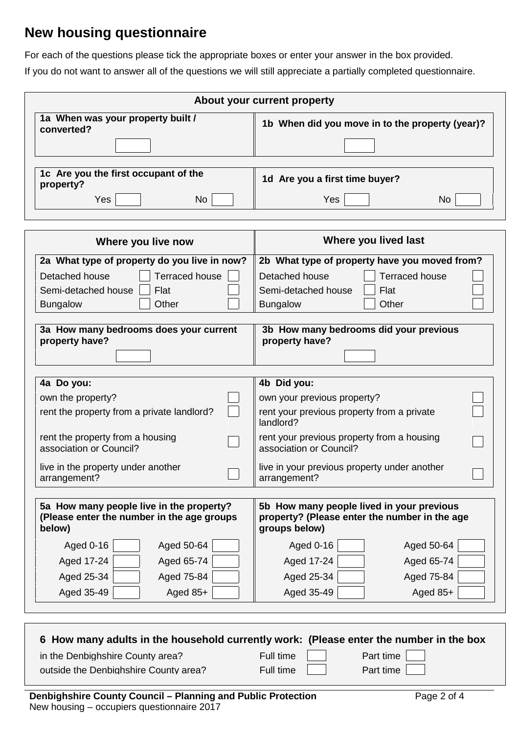# New housing questionnaire

For each of the questions please tick the appropriate boxes or enter your answer in the box provided.

If you do not want to answer all of the questions we will still appreciate a partially completed questionnaire.

## About your current property

**1a When was your property built / converted?** ☐

**1b When did you move in to the property (year)?** ☐

**1c Are you the first occupant of the property?**
Yes ☐ No ☐

**1d Are you a first time buyer?**
Yes ☐ No ☐

## Where you live now

**2a What type of property do you live in now?**

| | | | |
|---|---|---|---|
| Detached house | ☐ | Terraced house | ☐ |
| Semi-detached house | ☐ | Flat | ☐ |
| Bungalow | ☐ | Other | ☐ |

**3a How many bedrooms does your current property have?** ☐

**4a Do you:**

- own the property? ☐
- rent the property from a private landlord? ☐
- rent the property from a housing association or Council? ☐
- live in the property under another arrangement? ☐

**5a How many people live in the property? (Please enter the number in the age groups below)**

| | | | |
|---|---|---|---|
| Aged 0-16 | ☐ | Aged 50-64 | ☐ |
| Aged 17-24 | ☐ | Aged 65-74 | ☐ |
| Aged 25-34 | ☐ | Aged 75-84 | ☐ |
| Aged 35-49 | ☐ | Aged 85+ | ☐ |

## Where you lived last

**2b What type of property have you moved from?**

| | | | |
|---|---|---|---|
| Detached house | ☐ | Terraced house | ☐ |
| Semi-detached house | ☐ | Flat | ☐ |
| Bungalow | ☐ | Other | ☐ |

**3b How many bedrooms did your previous property have?** ☐

**4b Did you:**

- own your previous property? ☐
- rent your previous property from a private landlord? ☐
- rent your previous property from a housing association or Council? ☐
- live in your previous property under another arrangement? ☐

**5b How many people lived in your previous property? (Please enter the number in the age groups below)**

| | | | |
|---|---|---|---|
| Aged 0-16 | ☐ | Aged 50-64 | ☐ |
| Aged 17-24 | ☐ | Aged 65-74 | ☐ |
| Aged 25-34 | ☐ | Aged 75-84 | ☐ |
| Aged 35-49 | ☐ | Aged 85+ | ☐ |

**6 How many adults in the household currently work: (Please enter the number in the box**

| | | |
|---|---|---|
| in the Denbighshire County area? | Full time ☐ | Part time ☐ |
| outside the Denbighshire County area? | Full time ☐ | Part time ☐ |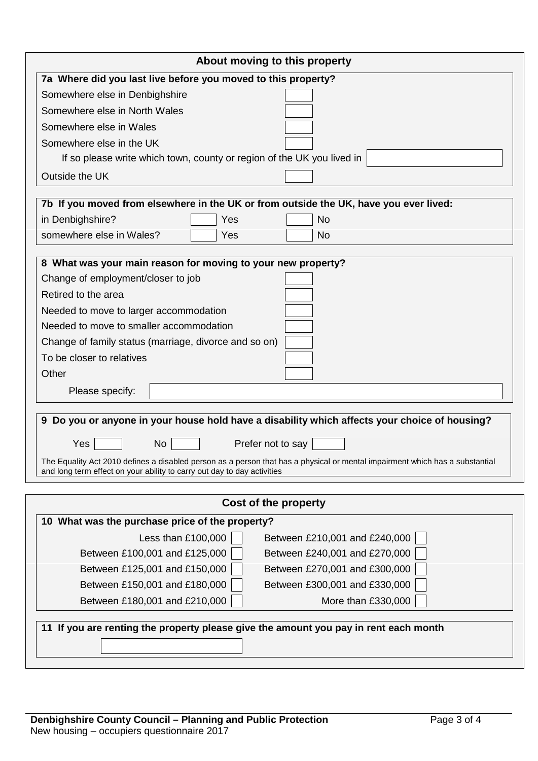## About moving to this property

**7a Where did you last live before you moved to this property?**

| | |
|---|---|
| Somewhere else in Denbighshire | ☐ |
| Somewhere else in North Wales | ☐ |
| Somewhere else in Wales | ☐ |
| Somewhere else in the UK | ☐ |

If so please write which town, county or region of the UK you lived in ______

| | |
|---|---|
| Outside the UK | ☐ |

**7b If you moved from elsewhere in the UK or from outside the UK, have you ever lived:**

| | | |
|---|---|---|
| in Denbighshire? | ☐ Yes | ☐ No |
| somewhere else in Wales? | ☐ Yes | ☐ No |

**8 What was your main reason for moving to your new property?**

| | |
|---|---|
| Change of employment/closer to job | ☐ |
| Retired to the area | ☐ |
| Needed to move to larger accommodation | ☐ |
| Needed to move to smaller accommodation | ☐ |
| Change of family status (marriage, divorce and so on) | ☐ |
| To be closer to relatives | ☐ |
| Other | ☐ |

Please specify: ______

**9 Do you or anyone in your house hold have a disability which affects your choice of housing?**

Yes ☐ No ☐ Prefer not to say ☐

The Equality Act 2010 defines a disabled person as a person that has a physical or mental impairment which has a substantial and long term effect on your ability to carry out day to day activities

## Cost of the property

**10 What was the purchase price of the property?**

| | | | |
|---|---|---|---|
| Less than £100,000 | ☐ | Between £210,001 and £240,000 | ☐ |
| Between £100,001 and £125,000 | ☐ | Between £240,001 and £270,000 | ☐ |
| Between £125,001 and £150,000 | ☐ | Between £270,001 and £300,000 | ☐ |
| Between £150,001 and £180,000 | ☐ | Between £300,001 and £330,000 | ☐ |
| Between £180,001 and £210,000 | ☐ | More than £330,000 | ☐ |

**11 If you are renting the property please give the amount you pay in rent each month**

______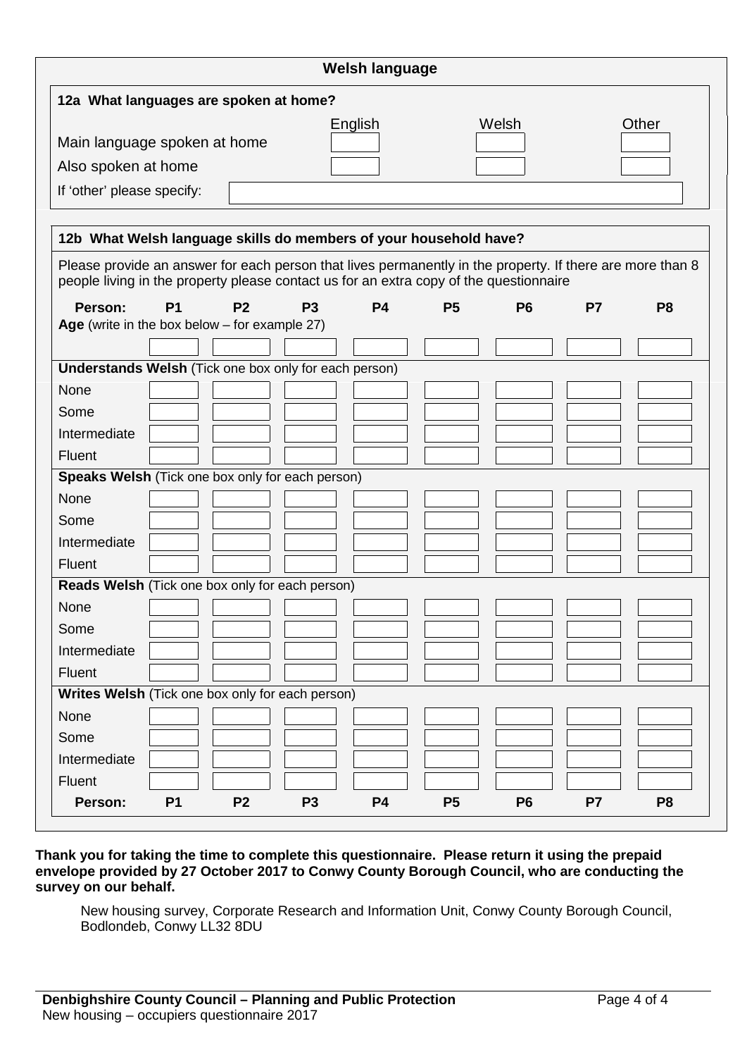## Welsh language

### 12a What languages are spoken at home?

| | English | Welsh | Other |
|---|---|---|---|
| Main language spoken at home | | | |
| Also spoken at home | | | |

If 'other' please specify:

### 12b What Welsh language skills do members of your household have?

Please provide an answer for each person that lives permanently in the property. If there are more than 8 people living in the property please contact us for an extra copy of the questionnaire

| Person: | P1 | P2 | P3 | P4 | P5 | P6 | P7 | P8 |
|---|---|---|---|---|---|---|---|---|
| **Age** (write in the box below – for example 27) | | | | | | | | |
| | | | | | | | | |
| **Understands Welsh** (Tick one box only for each person) | | | | | | | | |
| None | | | | | | | | |
| Some | | | | | | | | |
| Intermediate | | | | | | | | |
| Fluent | | | | | | | | |
| **Speaks Welsh** (Tick one box only for each person) | | | | | | | | |
| None | | | | | | | | |
| Some | | | | | | | | |
| Intermediate | | | | | | | | |
| Fluent | | | | | | | | |
| **Reads Welsh** (Tick one box only for each person) | | | | | | | | |
| None | | | | | | | | |
| Some | | | | | | | | |
| Intermediate | | | | | | | | |
| Fluent | | | | | | | | |
| **Writes Welsh** (Tick one box only for each person) | | | | | | | | |
| None | | | | | | | | |
| Some | | | | | | | | |
| Intermediate | | | | | | | | |
| Fluent | | | | | | | | |
| **Person:** | **P1** | **P2** | **P3** | **P4** | **P5** | **P6** | **P7** | **P8** |

**Thank you for taking the time to complete this questionnaire. Please return it using the prepaid envelope provided by 27 October 2017 to Conwy County Borough Council, who are conducting the survey on our behalf.**

New housing survey, Corporate Research and Information Unit, Conwy County Borough Council, Bodlondeb, Conwy LL32 8DU